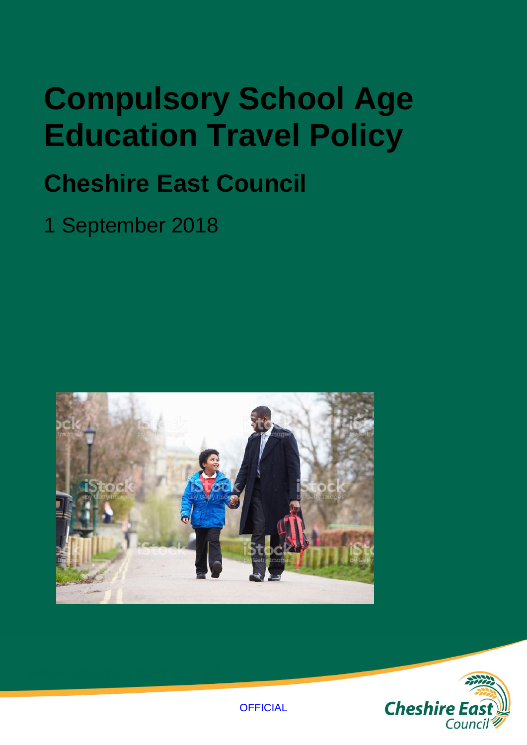# Compulsory School Age Education Travel Policy

## Cheshire East Council

1 September 2018

OFFICIAL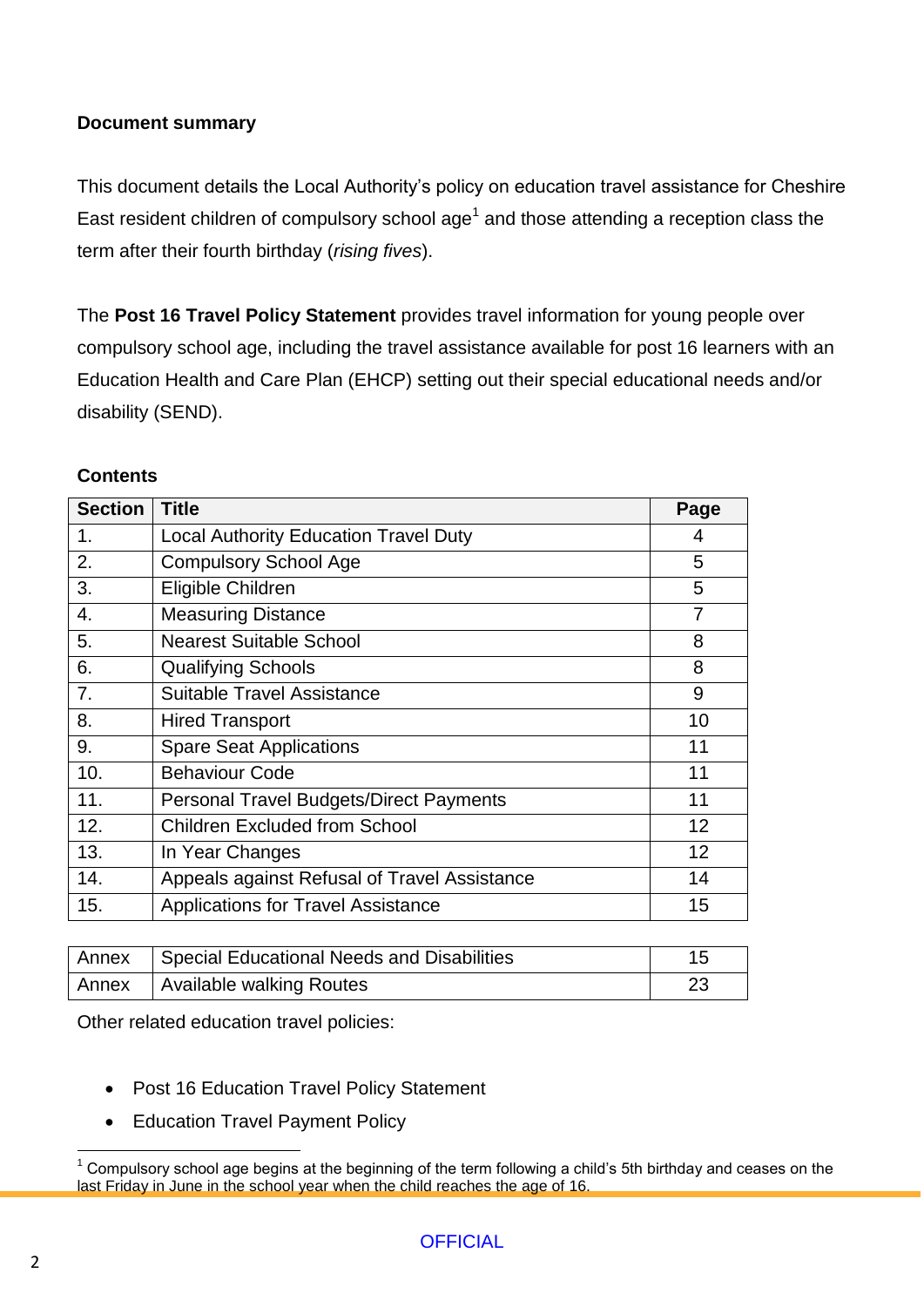**Document summary**

This document details the Local Authority's policy on education travel assistance for Cheshire East resident children of compulsory school age[1] and those attending a reception class the term after their fourth birthday (*rising fives*).

The **Post 16 Travel Policy Statement** provides travel information for young people over compulsory school age, including the travel assistance available for post 16 learners with an Education Health and Care Plan (EHCP) setting out their special educational needs and/or disability (SEND).

**Contents**

| Section | Title | Page |
|---|---|---|
| 1. | Local Authority Education Travel Duty | 4 |
| 2. | Compulsory School Age | 5 |
| 3. | Eligible Children | 5 |
| 4. | Measuring Distance | 7 |
| 5. | Nearest Suitable School | 8 |
| 6. | Qualifying Schools | 8 |
| 7. | Suitable Travel Assistance | 9 |
| 8. | Hired Transport | 10 |
| 9. | Spare Seat Applications | 11 |
| 10. | Behaviour Code | 11 |
| 11. | Personal Travel Budgets/Direct Payments | 11 |
| 12. | Children Excluded from School | 12 |
| 13. | In Year Changes | 12 |
| 14. | Appeals against Refusal of Travel Assistance | 14 |
| 15. | Applications for Travel Assistance | 15 |

| | | |
|---|---|---|
| Annex | Special Educational Needs and Disabilities | 15 |
| Annex | Available walking Routes | 23 |

Other related education travel policies:

- Post 16 Education Travel Policy Statement
- Education Travel Payment Policy

[1] Compulsory school age begins at the beginning of the term following a child's 5th birthday and ceases on the last Friday in June in the school year when the child reaches the age of 16.

OFFICIAL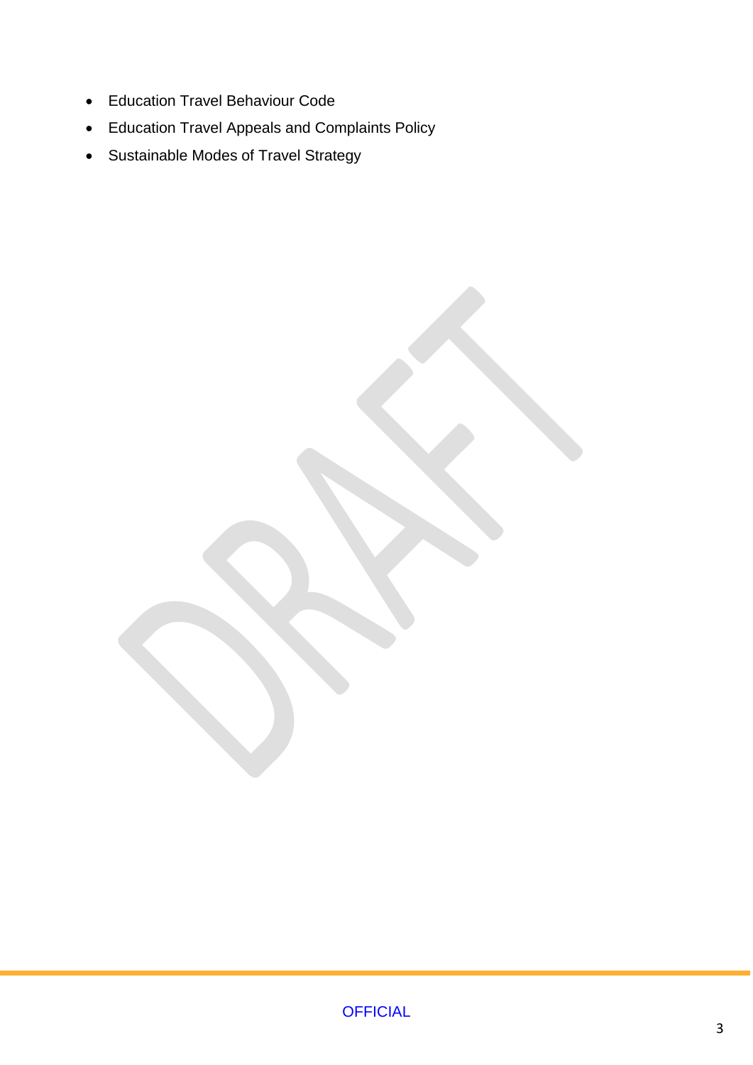- Education Travel Behaviour Code
- Education Travel Appeals and Complaints Policy
- Sustainable Modes of Travel Strategy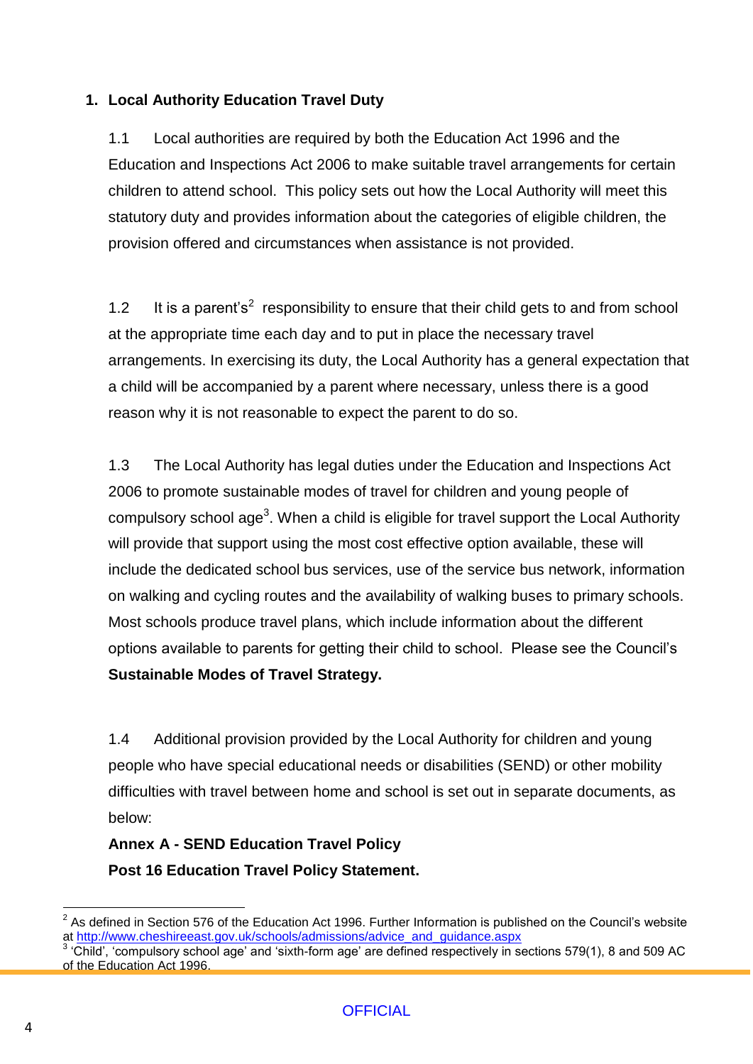## 1. Local Authority Education Travel Duty

1.1 Local authorities are required by both the Education Act 1996 and the Education and Inspections Act 2006 to make suitable travel arrangements for certain children to attend school. This policy sets out how the Local Authority will meet this statutory duty and provides information about the categories of eligible children, the provision offered and circumstances when assistance is not provided.

1.2 It is a parent's[2] responsibility to ensure that their child gets to and from school at the appropriate time each day and to put in place the necessary travel arrangements. In exercising its duty, the Local Authority has a general expectation that a child will be accompanied by a parent where necessary, unless there is a good reason why it is not reasonable to expect the parent to do so.

1.3 The Local Authority has legal duties under the Education and Inspections Act 2006 to promote sustainable modes of travel for children and young people of compulsory school age[3]. When a child is eligible for travel support the Local Authority will provide that support using the most cost effective option available, these will include the dedicated school bus services, use of the service bus network, information on walking and cycling routes and the availability of walking buses to primary schools. Most schools produce travel plans, which include information about the different options available to parents for getting their child to school. Please see the Council's **Sustainable Modes of Travel Strategy.**

1.4 Additional provision provided by the Local Authority for children and young people who have special educational needs or disabilities (SEND) or other mobility difficulties with travel between home and school is set out in separate documents, as below:

**Annex A - SEND Education Travel Policy**

**Post 16 Education Travel Policy Statement.**

---

[2] As defined in Section 576 of the Education Act 1996. Further Information is published on the Council's website at http://www.cheshireeast.gov.uk/schools/admissions/advice_and_guidance.aspx

[3] 'Child', 'compulsory school age' and 'sixth-form age' are defined respectively in sections 579(1), 8 and 509 AC of the Education Act 1996.

OFFICIAL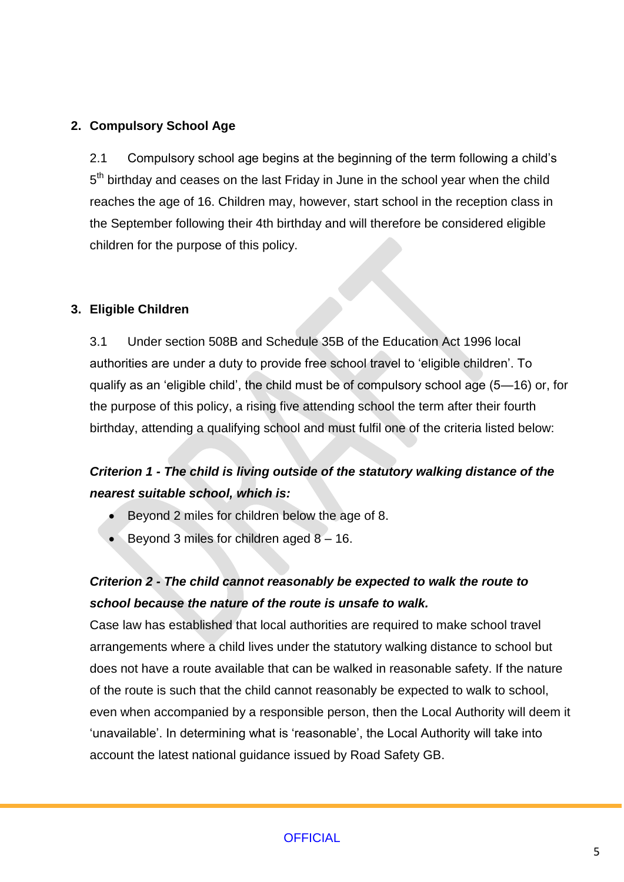## 2. Compulsory School Age

2.1 Compulsory school age begins at the beginning of the term following a child's 5th birthday and ceases on the last Friday in June in the school year when the child reaches the age of 16. Children may, however, start school in the reception class in the September following their 4th birthday and will therefore be considered eligible children for the purpose of this policy.

## 3. Eligible Children

3.1 Under section 508B and Schedule 35B of the Education Act 1996 local authorities are under a duty to provide free school travel to 'eligible children'. To qualify as an 'eligible child', the child must be of compulsory school age (5—16) or, for the purpose of this policy, a rising five attending school the term after their fourth birthday, attending a qualifying school and must fulfil one of the criteria listed below:

***Criterion 1 - The child is living outside of the statutory walking distance of the nearest suitable school, which is:***

- Beyond 2 miles for children below the age of 8.
- Beyond 3 miles for children aged 8 – 16.

***Criterion 2 - The child cannot reasonably be expected to walk the route to school because the nature of the route is unsafe to walk.***

Case law has established that local authorities are required to make school travel arrangements where a child lives under the statutory walking distance to school but does not have a route available that can be walked in reasonable safety. If the nature of the route is such that the child cannot reasonably be expected to walk to school, even when accompanied by a responsible person, then the Local Authority will deem it 'unavailable'. In determining what is 'reasonable', the Local Authority will take into account the latest national guidance issued by Road Safety GB.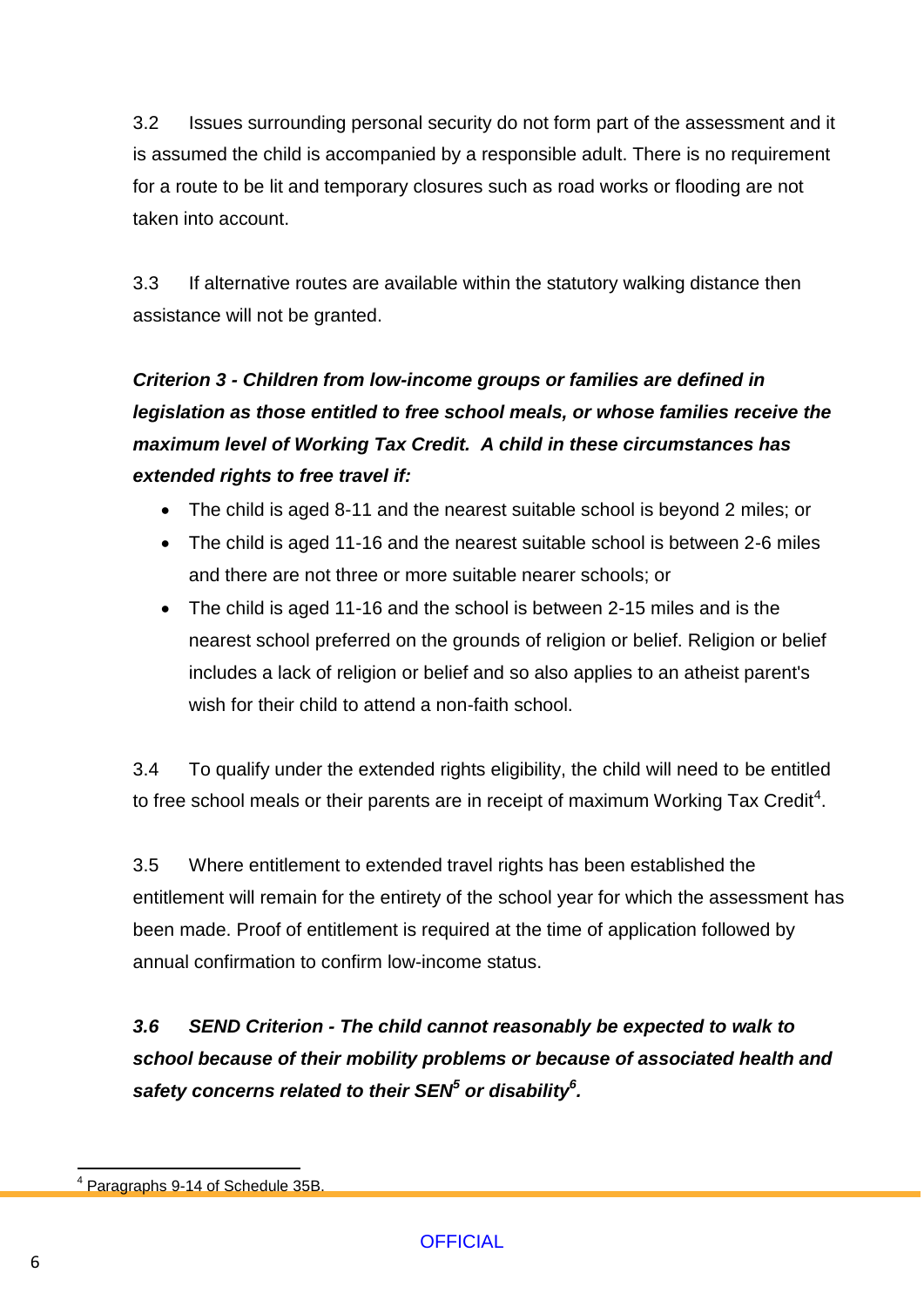3.2 Issues surrounding personal security do not form part of the assessment and it is assumed the child is accompanied by a responsible adult. There is no requirement for a route to be lit and temporary closures such as road works or flooding are not taken into account.

3.3 If alternative routes are available within the statutory walking distance then assistance will not be granted.

***Criterion 3 - Children from low-income groups or families are defined in legislation as those entitled to free school meals, or whose families receive the maximum level of Working Tax Credit. A child in these circumstances has extended rights to free travel if:***

- The child is aged 8-11 and the nearest suitable school is beyond 2 miles; or
- The child is aged 11-16 and the nearest suitable school is between 2-6 miles and there are not three or more suitable nearer schools; or
- The child is aged 11-16 and the school is between 2-15 miles and is the nearest school preferred on the grounds of religion or belief. Religion or belief includes a lack of religion or belief and so also applies to an atheist parent's wish for their child to attend a non-faith school.

3.4 To qualify under the extended rights eligibility, the child will need to be entitled to free school meals or their parents are in receipt of maximum Working Tax Credit[4].

3.5 Where entitlement to extended travel rights has been established the entitlement will remain for the entirety of the school year for which the assessment has been made. Proof of entitlement is required at the time of application followed by annual confirmation to confirm low-income status.

***3.6 SEND Criterion - The child cannot reasonably be expected to walk to school because of their mobility problems or because of associated health and safety concerns related to their SEN[5] or disability[6].***

[4] Paragraphs 9-14 of Schedule 35B.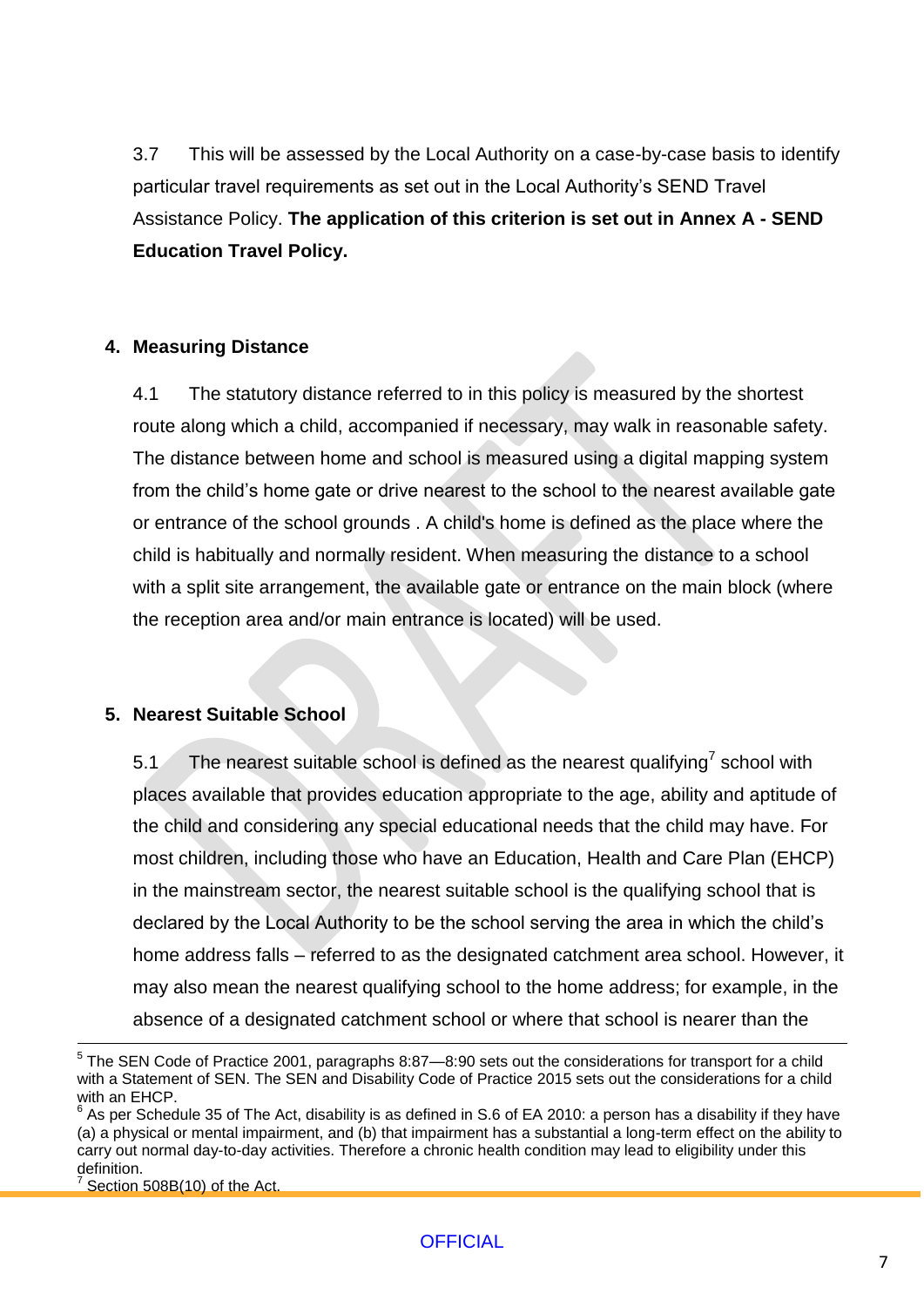3.7 This will be assessed by the Local Authority on a case-by-case basis to identify particular travel requirements as set out in the Local Authority's SEND Travel Assistance Policy. **The application of this criterion is set out in Annex A - SEND Education Travel Policy.**

## 4. Measuring Distance

4.1 The statutory distance referred to in this policy is measured by the shortest route along which a child, accompanied if necessary, may walk in reasonable safety. The distance between home and school is measured using a digital mapping system from the child's home gate or drive nearest to the school to the nearest available gate or entrance of the school grounds . A child's home is defined as the place where the child is habitually and normally resident. When measuring the distance to a school with a split site arrangement, the available gate or entrance on the main block (where the reception area and/or main entrance is located) will be used.

## 5. Nearest Suitable School

5.1 The nearest suitable school is defined as the nearest qualifying[7] school with places available that provides education appropriate to the age, ability and aptitude of the child and considering any special educational needs that the child may have. For most children, including those who have an Education, Health and Care Plan (EHCP) in the mainstream sector, the nearest suitable school is the qualifying school that is declared by the Local Authority to be the school serving the area in which the child's home address falls – referred to as the designated catchment area school. However, it may also mean the nearest qualifying school to the home address; for example, in the absence of a designated catchment school or where that school is nearer than the

---

[5] The SEN Code of Practice 2001, paragraphs 8:87—8:90 sets out the considerations for transport for a child with a Statement of SEN. The SEN and Disability Code of Practice 2015 sets out the considerations for a child with an EHCP.

[6] As per Schedule 35 of The Act, disability is as defined in S.6 of EA 2010: a person has a disability if they have (a) a physical or mental impairment, and (b) that impairment has a substantial a long-term effect on the ability to carry out normal day-to-day activities. Therefore a chronic health condition may lead to eligibility under this definition.

[7] Section 508B(10) of the Act.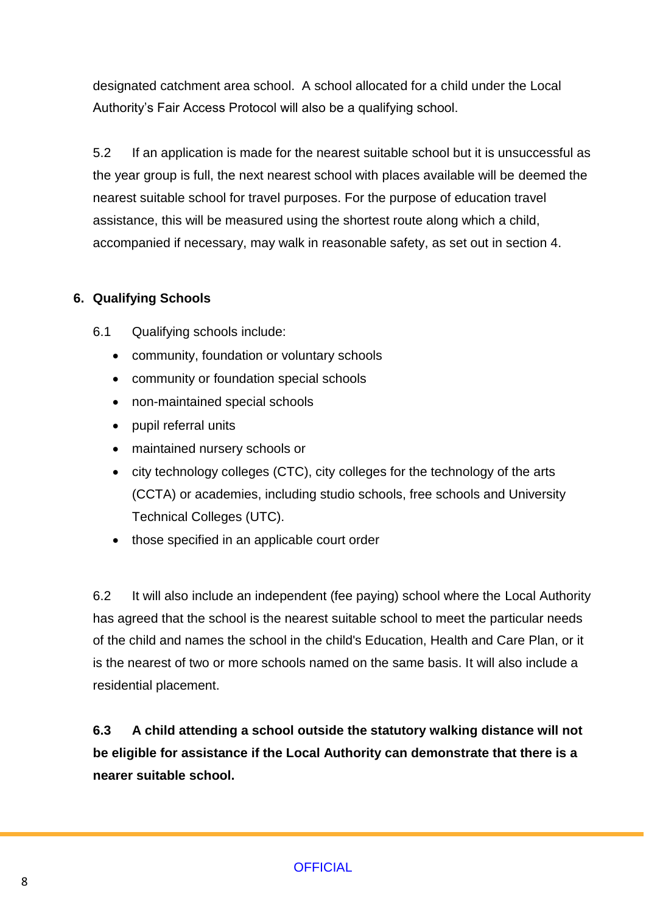designated catchment area school. A school allocated for a child under the Local Authority's Fair Access Protocol will also be a qualifying school.

5.2 If an application is made for the nearest suitable school but it is unsuccessful as the year group is full, the next nearest school with places available will be deemed the nearest suitable school for travel purposes. For the purpose of education travel assistance, this will be measured using the shortest route along which a child, accompanied if necessary, may walk in reasonable safety, as set out in section 4.

## 6. Qualifying Schools

6.1 Qualifying schools include:

- community, foundation or voluntary schools
- community or foundation special schools
- non-maintained special schools
- pupil referral units
- maintained nursery schools or
- city technology colleges (CTC), city colleges for the technology of the arts (CCTA) or academies, including studio schools, free schools and University Technical Colleges (UTC).
- those specified in an applicable court order

6.2 It will also include an independent (fee paying) school where the Local Authority has agreed that the school is the nearest suitable school to meet the particular needs of the child and names the school in the child's Education, Health and Care Plan, or it is the nearest of two or more schools named on the same basis. It will also include a residential placement.

**6.3 A child attending a school outside the statutory walking distance will not be eligible for assistance if the Local Authority can demonstrate that there is a nearer suitable school.**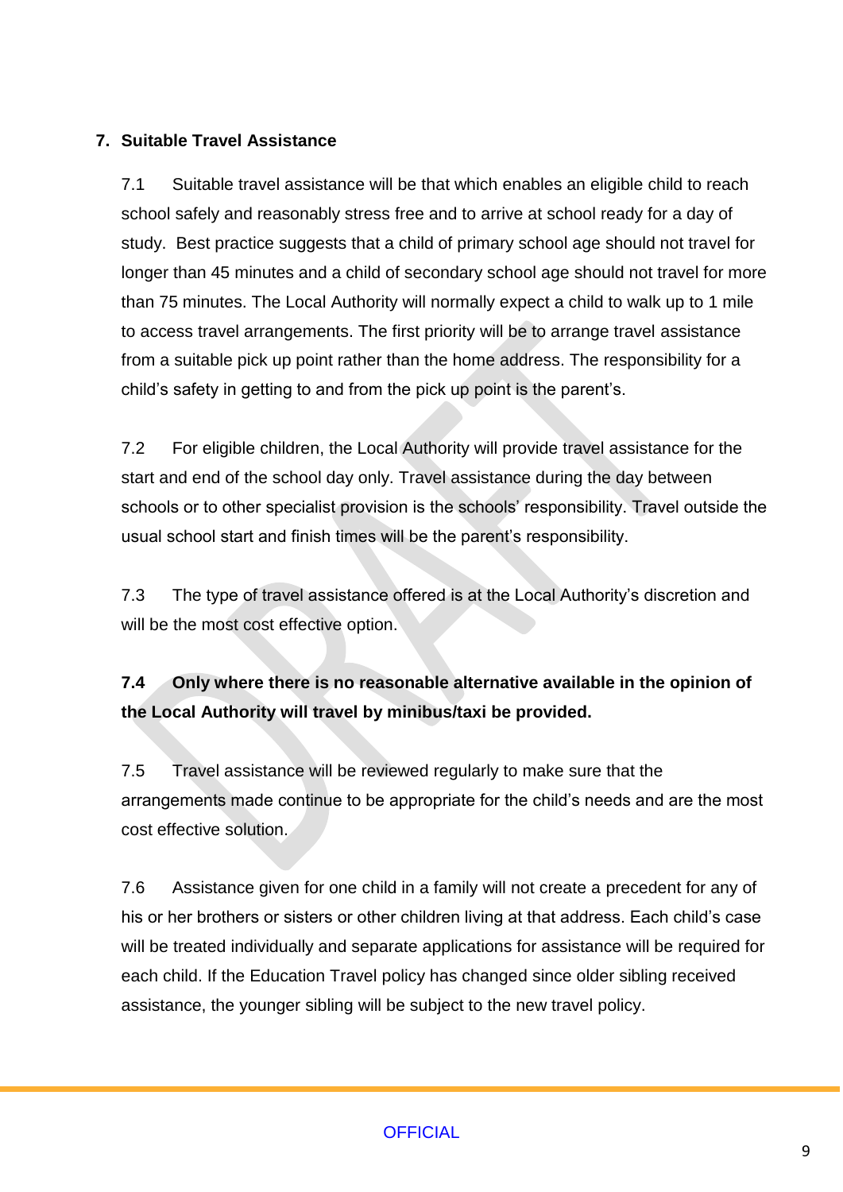## 7. Suitable Travel Assistance

7.1 Suitable travel assistance will be that which enables an eligible child to reach school safely and reasonably stress free and to arrive at school ready for a day of study. Best practice suggests that a child of primary school age should not travel for longer than 45 minutes and a child of secondary school age should not travel for more than 75 minutes. The Local Authority will normally expect a child to walk up to 1 mile to access travel arrangements. The first priority will be to arrange travel assistance from a suitable pick up point rather than the home address. The responsibility for a child's safety in getting to and from the pick up point is the parent's.

7.2 For eligible children, the Local Authority will provide travel assistance for the start and end of the school day only. Travel assistance during the day between schools or to other specialist provision is the schools' responsibility. Travel outside the usual school start and finish times will be the parent's responsibility.

7.3 The type of travel assistance offered is at the Local Authority's discretion and will be the most cost effective option.

**7.4 Only where there is no reasonable alternative available in the opinion of the Local Authority will travel by minibus/taxi be provided.**

7.5 Travel assistance will be reviewed regularly to make sure that the arrangements made continue to be appropriate for the child's needs and are the most cost effective solution.

7.6 Assistance given for one child in a family will not create a precedent for any of his or her brothers or sisters or other children living at that address. Each child's case will be treated individually and separate applications for assistance will be required for each child. If the Education Travel policy has changed since older sibling received assistance, the younger sibling will be subject to the new travel policy.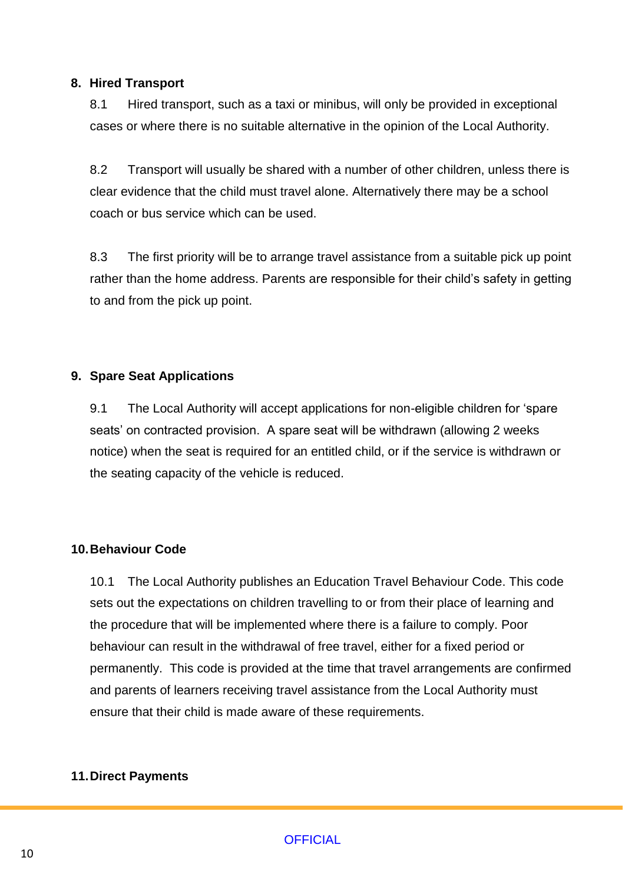## 8. Hired Transport

8.1 Hired transport, such as a taxi or minibus, will only be provided in exceptional cases or where there is no suitable alternative in the opinion of the Local Authority.

8.2 Transport will usually be shared with a number of other children, unless there is clear evidence that the child must travel alone. Alternatively there may be a school coach or bus service which can be used.

8.3 The first priority will be to arrange travel assistance from a suitable pick up point rather than the home address. Parents are responsible for their child's safety in getting to and from the pick up point.

## 9. Spare Seat Applications

9.1 The Local Authority will accept applications for non-eligible children for 'spare seats' on contracted provision. A spare seat will be withdrawn (allowing 2 weeks notice) when the seat is required for an entitled child, or if the service is withdrawn or the seating capacity of the vehicle is reduced.

## 10. Behaviour Code

10.1 The Local Authority publishes an Education Travel Behaviour Code. This code sets out the expectations on children travelling to or from their place of learning and the procedure that will be implemented where there is a failure to comply. Poor behaviour can result in the withdrawal of free travel, either for a fixed period or permanently. This code is provided at the time that travel arrangements are confirmed and parents of learners receiving travel assistance from the Local Authority must ensure that their child is made aware of these requirements.

## 11. Direct Payments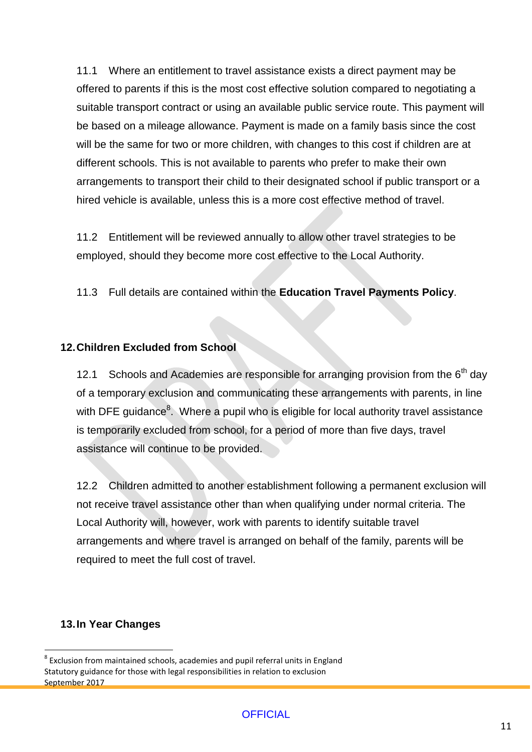11.1 Where an entitlement to travel assistance exists a direct payment may be offered to parents if this is the most cost effective solution compared to negotiating a suitable transport contract or using an available public service route. This payment will be based on a mileage allowance. Payment is made on a family basis since the cost will be the same for two or more children, with changes to this cost if children are at different schools. This is not available to parents who prefer to make their own arrangements to transport their child to their designated school if public transport or a hired vehicle is available, unless this is a more cost effective method of travel.

11.2 Entitlement will be reviewed annually to allow other travel strategies to be employed, should they become more cost effective to the Local Authority.

11.3 Full details are contained within the **Education Travel Payments Policy**.

## 12. Children Excluded from School

12.1 Schools and Academies are responsible for arranging provision from the 6th day of a temporary exclusion and communicating these arrangements with parents, in line with DFE guidance[8]. Where a pupil who is eligible for local authority travel assistance is temporarily excluded from school, for a period of more than five days, travel assistance will continue to be provided.

12.2 Children admitted to another establishment following a permanent exclusion will not receive travel assistance other than when qualifying under normal criteria. The Local Authority will, however, work with parents to identify suitable travel arrangements and where travel is arranged on behalf of the family, parents will be required to meet the full cost of travel.

## 13. In Year Changes

[8] Exclusion from maintained schools, academies and pupil referral units in England
Statutory guidance for those with legal responsibilities in relation to exclusion
September 2017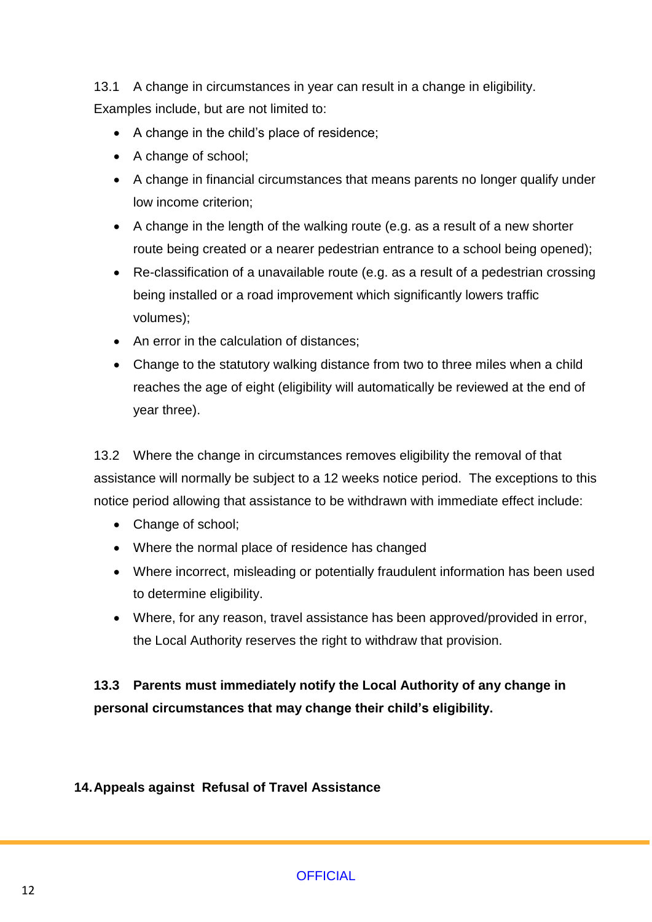13.1 A change in circumstances in year can result in a change in eligibility. Examples include, but are not limited to:

- A change in the child's place of residence;
- A change of school;
- A change in financial circumstances that means parents no longer qualify under low income criterion;
- A change in the length of the walking route (e.g. as a result of a new shorter route being created or a nearer pedestrian entrance to a school being opened);
- Re-classification of a unavailable route (e.g. as a result of a pedestrian crossing being installed or a road improvement which significantly lowers traffic volumes);
- An error in the calculation of distances;
- Change to the statutory walking distance from two to three miles when a child reaches the age of eight (eligibility will automatically be reviewed at the end of year three).

13.2 Where the change in circumstances removes eligibility the removal of that assistance will normally be subject to a 12 weeks notice period. The exceptions to this notice period allowing that assistance to be withdrawn with immediate effect include:

- Change of school;
- Where the normal place of residence has changed
- Where incorrect, misleading or potentially fraudulent information has been used to determine eligibility.
- Where, for any reason, travel assistance has been approved/provided in error, the Local Authority reserves the right to withdraw that provision.

**13.3 Parents must immediately notify the Local Authority of any change in personal circumstances that may change their child's eligibility.**

## 14. Appeals against Refusal of Travel Assistance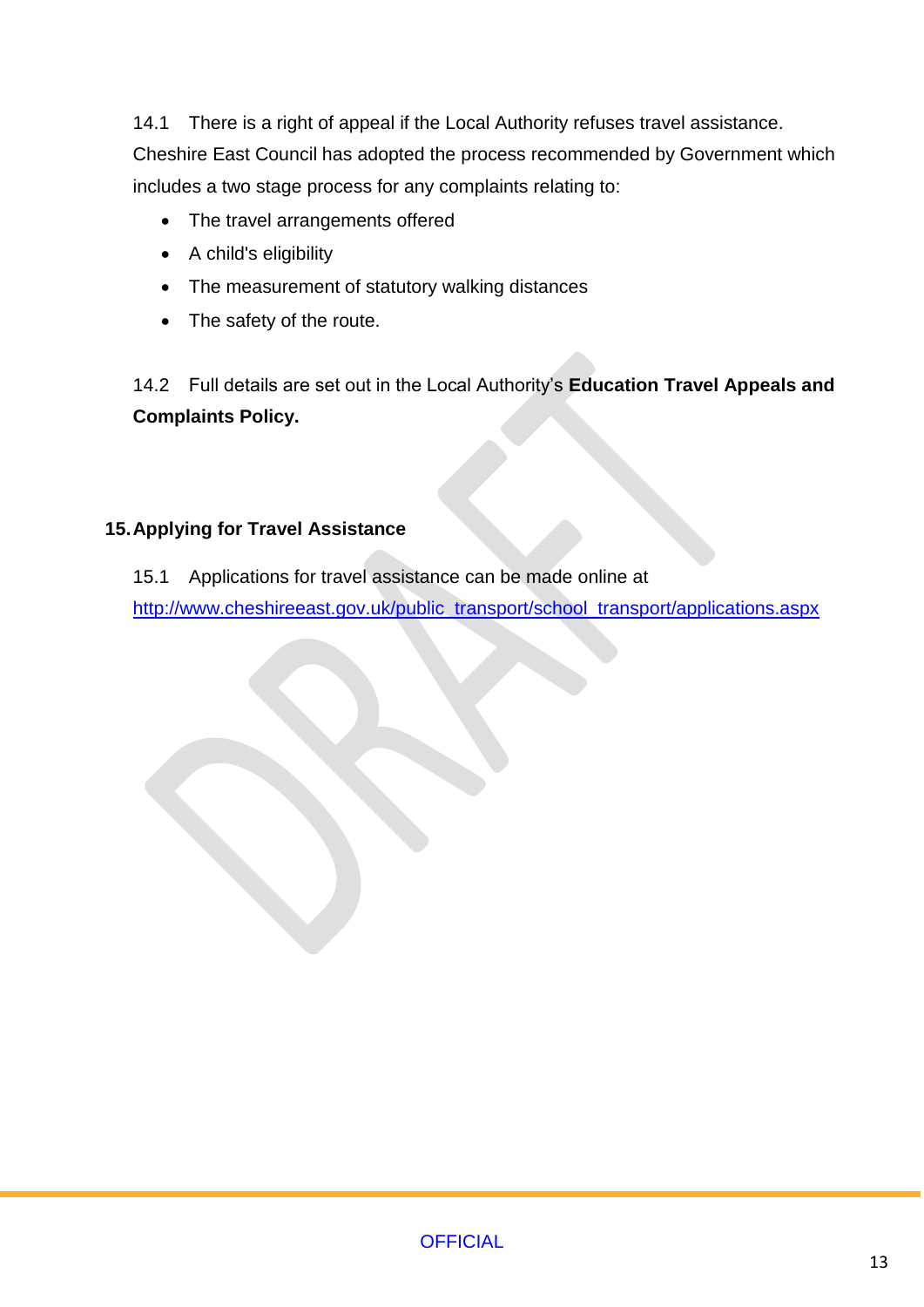14.1 There is a right of appeal if the Local Authority refuses travel assistance. Cheshire East Council has adopted the process recommended by Government which includes a two stage process for any complaints relating to:

- The travel arrangements offered
- A child's eligibility
- The measurement of statutory walking distances
- The safety of the route.

14.2 Full details are set out in the Local Authority's **Education Travel Appeals and Complaints Policy.**

## 15. Applying for Travel Assistance

15.1 Applications for travel assistance can be made online at http://www.cheshireeast.gov.uk/public_transport/school_transport/applications.aspx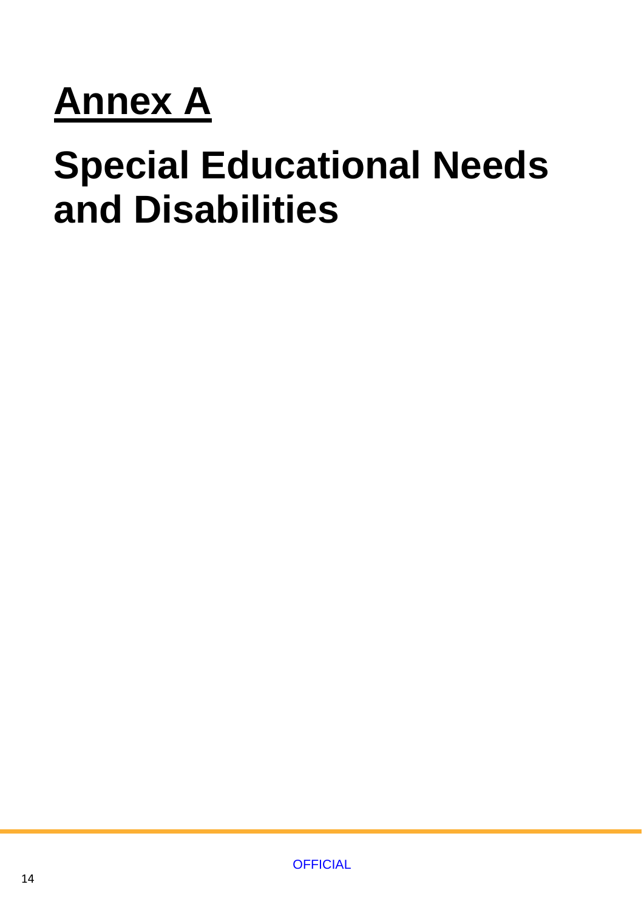# Annex A

# Special Educational Needs and Disabilities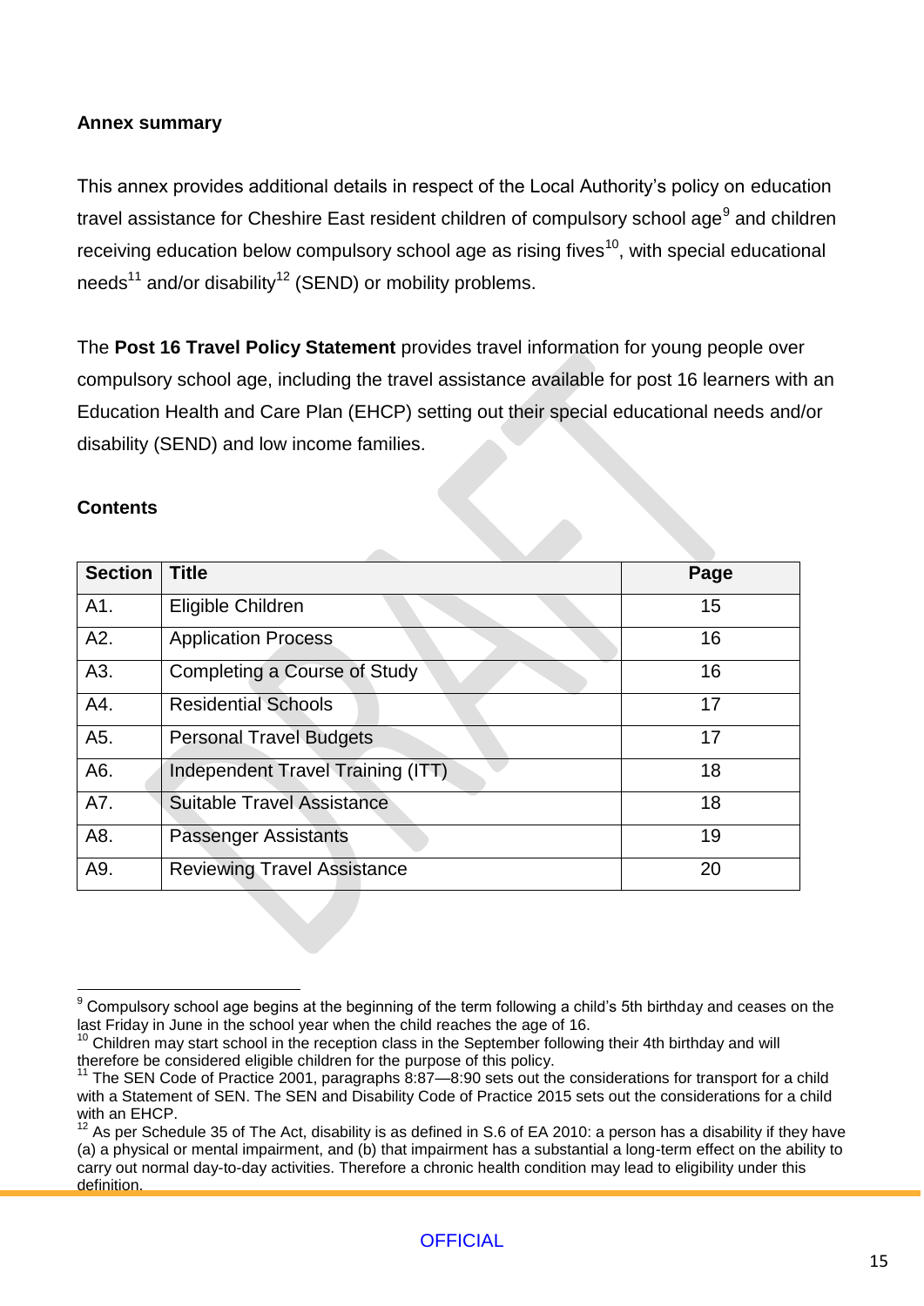**Annex summary**

This annex provides additional details in respect of the Local Authority's policy on education travel assistance for Cheshire East resident children of compulsory school age[9] and children receiving education below compulsory school age as rising fives[10], with special educational needs[11] and/or disability[12] (SEND) or mobility problems.

The **Post 16 Travel Policy Statement** provides travel information for young people over compulsory school age, including the travel assistance available for post 16 learners with an Education Health and Care Plan (EHCP) setting out their special educational needs and/or disability (SEND) and low income families.

**Contents**

| Section | Title | Page |
|---|---|---|
| A1. | Eligible Children | 15 |
| A2. | Application Process | 16 |
| A3. | Completing a Course of Study | 16 |
| A4. | Residential Schools | 17 |
| A5. | Personal Travel Budgets | 17 |
| A6. | Independent Travel Training (ITT) | 18 |
| A7. | Suitable Travel Assistance | 18 |
| A8. | Passenger Assistants | 19 |
| A9. | Reviewing Travel Assistance | 20 |

[9] Compulsory school age begins at the beginning of the term following a child's 5th birthday and ceases on the last Friday in June in the school year when the child reaches the age of 16.

[10] Children may start school in the reception class in the September following their 4th birthday and will therefore be considered eligible children for the purpose of this policy.

[11] The SEN Code of Practice 2001, paragraphs 8:87—8:90 sets out the considerations for transport for a child with a Statement of SEN. The SEN and Disability Code of Practice 2015 sets out the considerations for a child with an EHCP.

[12] As per Schedule 35 of The Act, disability is as defined in S.6 of EA 2010: a person has a disability if they have (a) a physical or mental impairment, and (b) that impairment has a substantial a long-term effect on the ability to carry out normal day-to-day activities. Therefore a chronic health condition may lead to eligibility under this definition.

OFFICIAL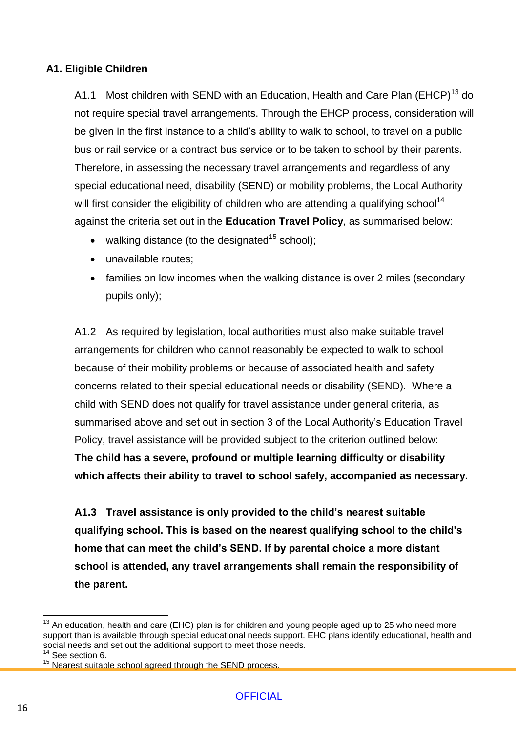## A1. Eligible Children

A1.1 Most children with SEND with an Education, Health and Care Plan (EHCP)[13] do not require special travel arrangements. Through the EHCP process, consideration will be given in the first instance to a child's ability to walk to school, to travel on a public bus or rail service or a contract bus service or to be taken to school by their parents. Therefore, in assessing the necessary travel arrangements and regardless of any special educational need, disability (SEND) or mobility problems, the Local Authority will first consider the eligibility of children who are attending a qualifying school[14] against the criteria set out in the **Education Travel Policy**, as summarised below:

- walking distance (to the designated[15] school);
- unavailable routes;
- families on low incomes when the walking distance is over 2 miles (secondary pupils only);

A1.2 As required by legislation, local authorities must also make suitable travel arrangements for children who cannot reasonably be expected to walk to school because of their mobility problems or because of associated health and safety concerns related to their special educational needs or disability (SEND). Where a child with SEND does not qualify for travel assistance under general criteria, as summarised above and set out in section 3 of the Local Authority's Education Travel Policy, travel assistance will be provided subject to the criterion outlined below: **The child has a severe, profound or multiple learning difficulty or disability which affects their ability to travel to school safely, accompanied as necessary.**

**A1.3 Travel assistance is only provided to the child's nearest suitable qualifying school. This is based on the nearest qualifying school to the child's home that can meet the child's SEND. If by parental choice a more distant school is attended, any travel arrangements shall remain the responsibility of the parent.**

---

[13] An education, health and care (EHC) plan is for children and young people aged up to 25 who need more support than is available through special educational needs support. EHC plans identify educational, health and social needs and set out the additional support to meet those needs.

[14] See section 6.

[15] Nearest suitable school agreed through the SEND process.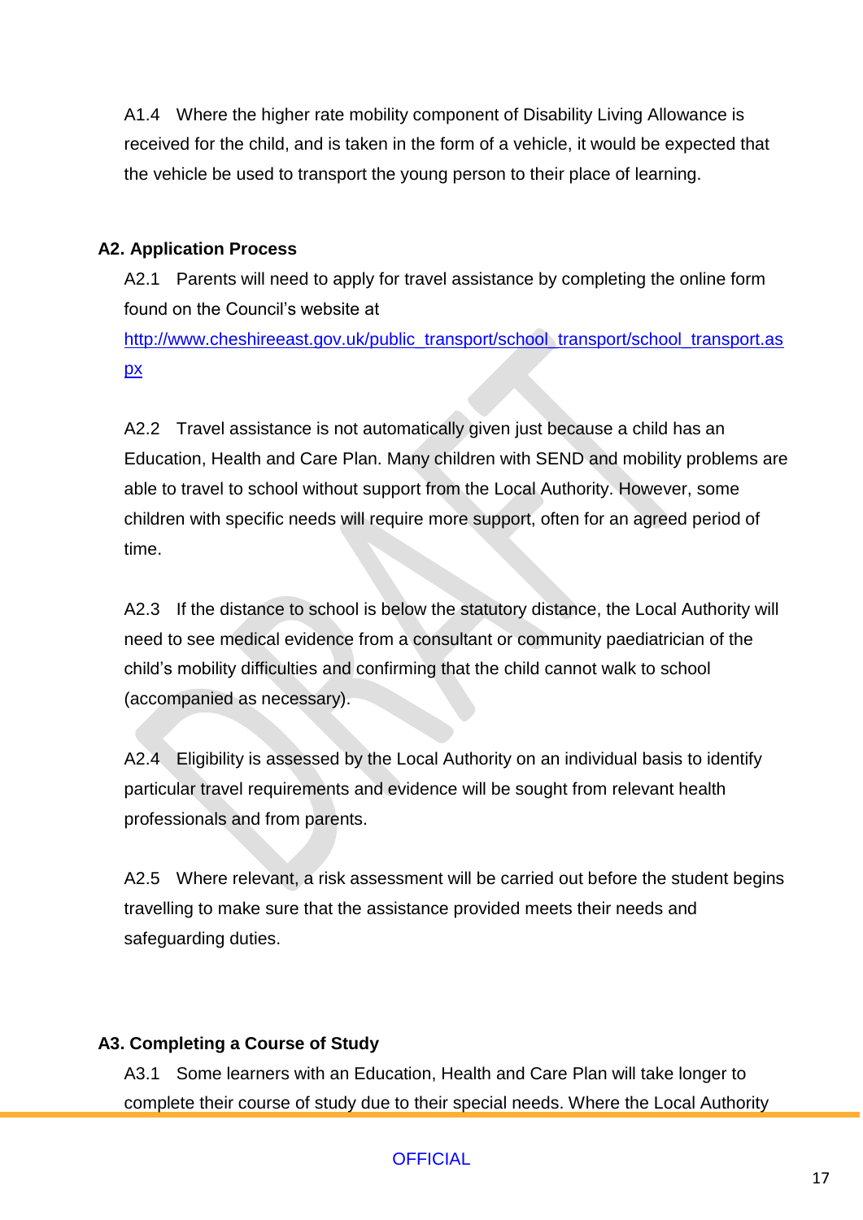A1.4 Where the higher rate mobility component of Disability Living Allowance is received for the child, and is taken in the form of a vehicle, it would be expected that the vehicle be used to transport the young person to their place of learning.

## A2. Application Process

A2.1 Parents will need to apply for travel assistance by completing the online form found on the Council's website at [http://www.cheshireeast.gov.uk/public_transport/school_transport/school_transport.aspx](http://www.cheshireeast.gov.uk/public_transport/school_transport/school_transport.aspx)

A2.2 Travel assistance is not automatically given just because a child has an Education, Health and Care Plan. Many children with SEND and mobility problems are able to travel to school without support from the Local Authority. However, some children with specific needs will require more support, often for an agreed period of time.

A2.3 If the distance to school is below the statutory distance, the Local Authority will need to see medical evidence from a consultant or community paediatrician of the child's mobility difficulties and confirming that the child cannot walk to school (accompanied as necessary).

A2.4 Eligibility is assessed by the Local Authority on an individual basis to identify particular travel requirements and evidence will be sought from relevant health professionals and from parents.

A2.5 Where relevant, a risk assessment will be carried out before the student begins travelling to make sure that the assistance provided meets their needs and safeguarding duties.

## A3. Completing a Course of Study

A3.1 Some learners with an Education, Health and Care Plan will take longer to complete their course of study due to their special needs. Where the Local Authority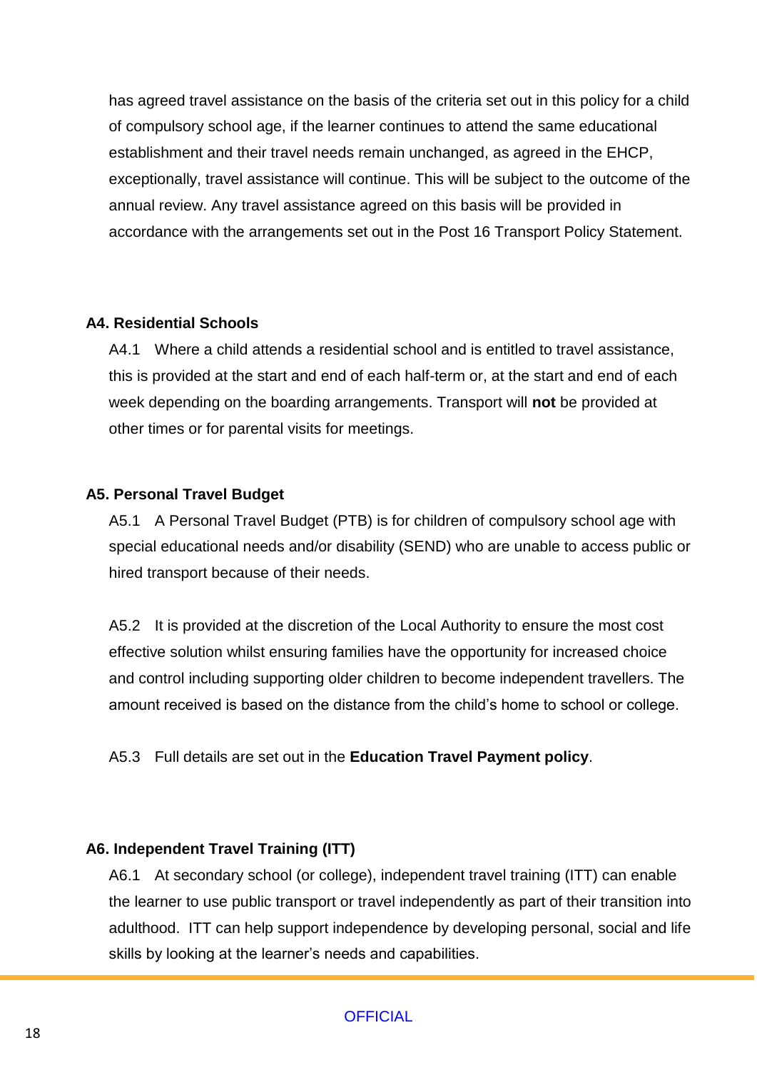has agreed travel assistance on the basis of the criteria set out in this policy for a child of compulsory school age, if the learner continues to attend the same educational establishment and their travel needs remain unchanged, as agreed in the EHCP, exceptionally, travel assistance will continue. This will be subject to the outcome of the annual review. Any travel assistance agreed on this basis will be provided in accordance with the arrangements set out in the Post 16 Transport Policy Statement.

**A4. Residential Schools**

A4.1 Where a child attends a residential school and is entitled to travel assistance, this is provided at the start and end of each half-term or, at the start and end of each week depending on the boarding arrangements. Transport will **not** be provided at other times or for parental visits for meetings.

**A5. Personal Travel Budget**

A5.1 A Personal Travel Budget (PTB) is for children of compulsory school age with special educational needs and/or disability (SEND) who are unable to access public or hired transport because of their needs.

A5.2 It is provided at the discretion of the Local Authority to ensure the most cost effective solution whilst ensuring families have the opportunity for increased choice and control including supporting older children to become independent travellers. The amount received is based on the distance from the child's home to school or college.

A5.3 Full details are set out in the **Education Travel Payment policy**.

**A6. Independent Travel Training (ITT)**

A6.1 At secondary school (or college), independent travel training (ITT) can enable the learner to use public transport or travel independently as part of their transition into adulthood. ITT can help support independence by developing personal, social and life skills by looking at the learner's needs and capabilities.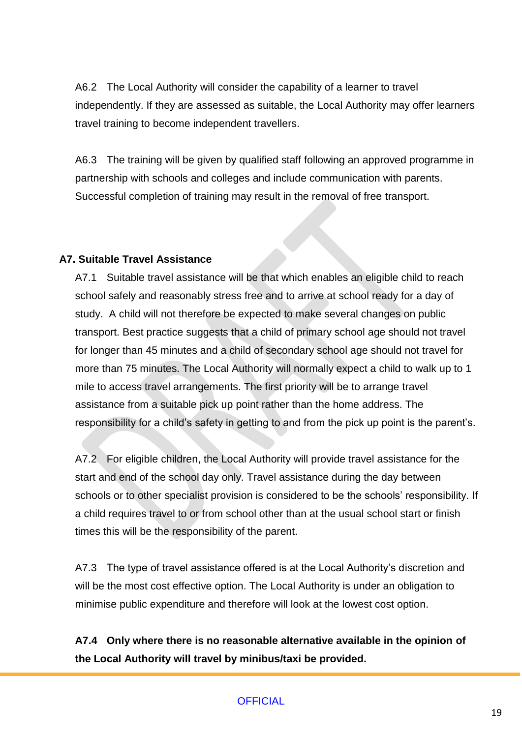A6.2 The Local Authority will consider the capability of a learner to travel independently. If they are assessed as suitable, the Local Authority may offer learners travel training to become independent travellers.

A6.3 The training will be given by qualified staff following an approved programme in partnership with schools and colleges and include communication with parents. Successful completion of training may result in the removal of free transport.

### A7. Suitable Travel Assistance

A7.1 Suitable travel assistance will be that which enables an eligible child to reach school safely and reasonably stress free and to arrive at school ready for a day of study. A child will not therefore be expected to make several changes on public transport. Best practice suggests that a child of primary school age should not travel for longer than 45 minutes and a child of secondary school age should not travel for more than 75 minutes. The Local Authority will normally expect a child to walk up to 1 mile to access travel arrangements. The first priority will be to arrange travel assistance from a suitable pick up point rather than the home address. The responsibility for a child's safety in getting to and from the pick up point is the parent's.

A7.2 For eligible children, the Local Authority will provide travel assistance for the start and end of the school day only. Travel assistance during the day between schools or to other specialist provision is considered to be the schools' responsibility. If a child requires travel to or from school other than at the usual school start or finish times this will be the responsibility of the parent.

A7.3 The type of travel assistance offered is at the Local Authority's discretion and will be the most cost effective option. The Local Authority is under an obligation to minimise public expenditure and therefore will look at the lowest cost option.

**A7.4 Only where there is no reasonable alternative available in the opinion of the Local Authority will travel by minibus/taxi be provided.**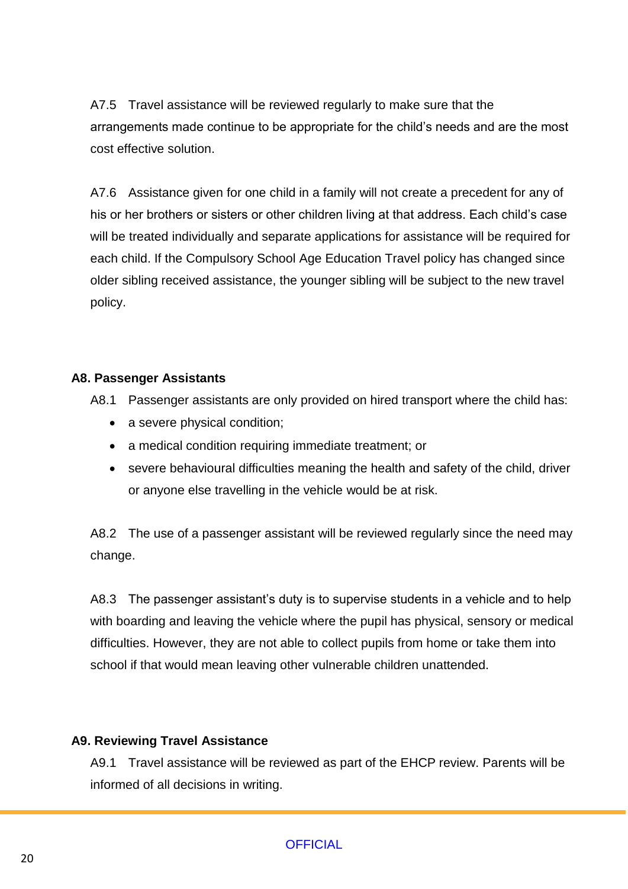A7.5 Travel assistance will be reviewed regularly to make sure that the arrangements made continue to be appropriate for the child's needs and are the most cost effective solution.

A7.6 Assistance given for one child in a family will not create a precedent for any of his or her brothers or sisters or other children living at that address. Each child's case will be treated individually and separate applications for assistance will be required for each child. If the Compulsory School Age Education Travel policy has changed since older sibling received assistance, the younger sibling will be subject to the new travel policy.

**A8. Passenger Assistants**

A8.1 Passenger assistants are only provided on hired transport where the child has:

- a severe physical condition;
- a medical condition requiring immediate treatment; or
- severe behavioural difficulties meaning the health and safety of the child, driver or anyone else travelling in the vehicle would be at risk.

A8.2 The use of a passenger assistant will be reviewed regularly since the need may change.

A8.3 The passenger assistant's duty is to supervise students in a vehicle and to help with boarding and leaving the vehicle where the pupil has physical, sensory or medical difficulties. However, they are not able to collect pupils from home or take them into school if that would mean leaving other vulnerable children unattended.

**A9. Reviewing Travel Assistance**

A9.1 Travel assistance will be reviewed as part of the EHCP review. Parents will be informed of all decisions in writing.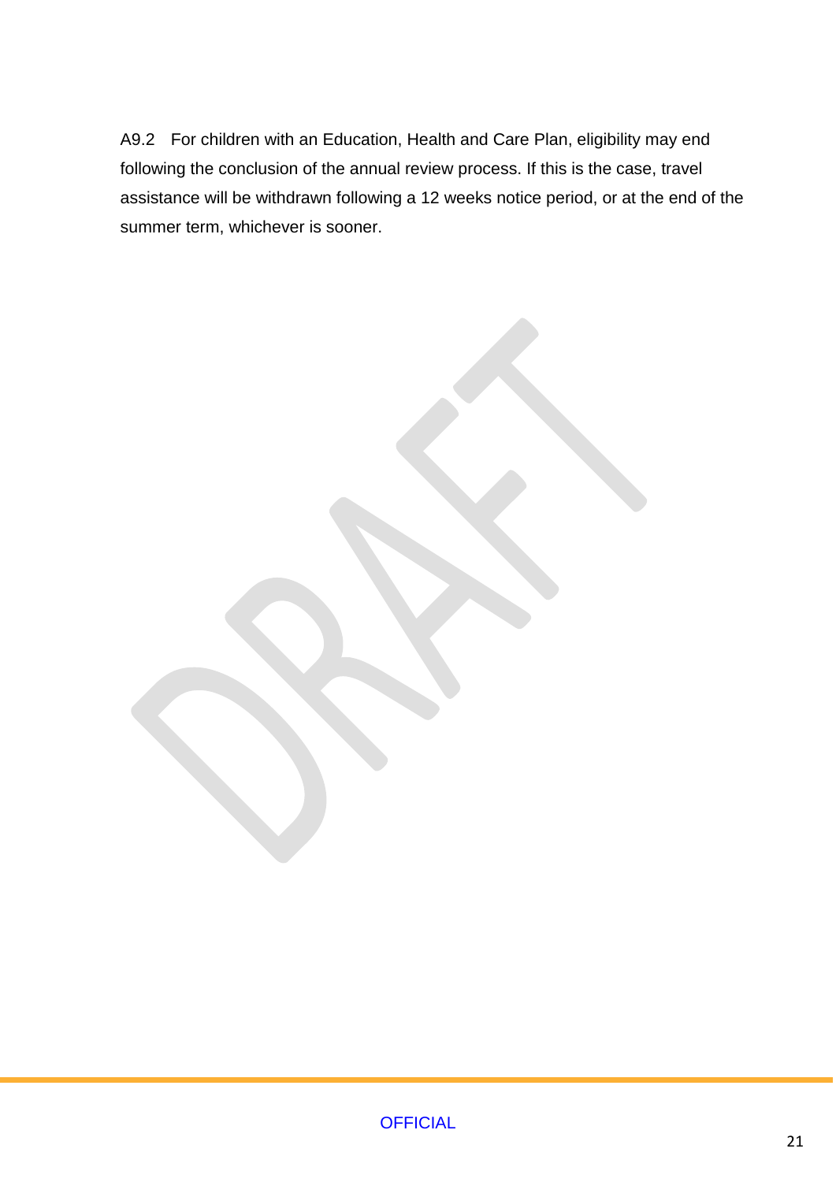A9.2 For children with an Education, Health and Care Plan, eligibility may end following the conclusion of the annual review process. If this is the case, travel assistance will be withdrawn following a 12 weeks notice period, or at the end of the summer term, whichever is sooner.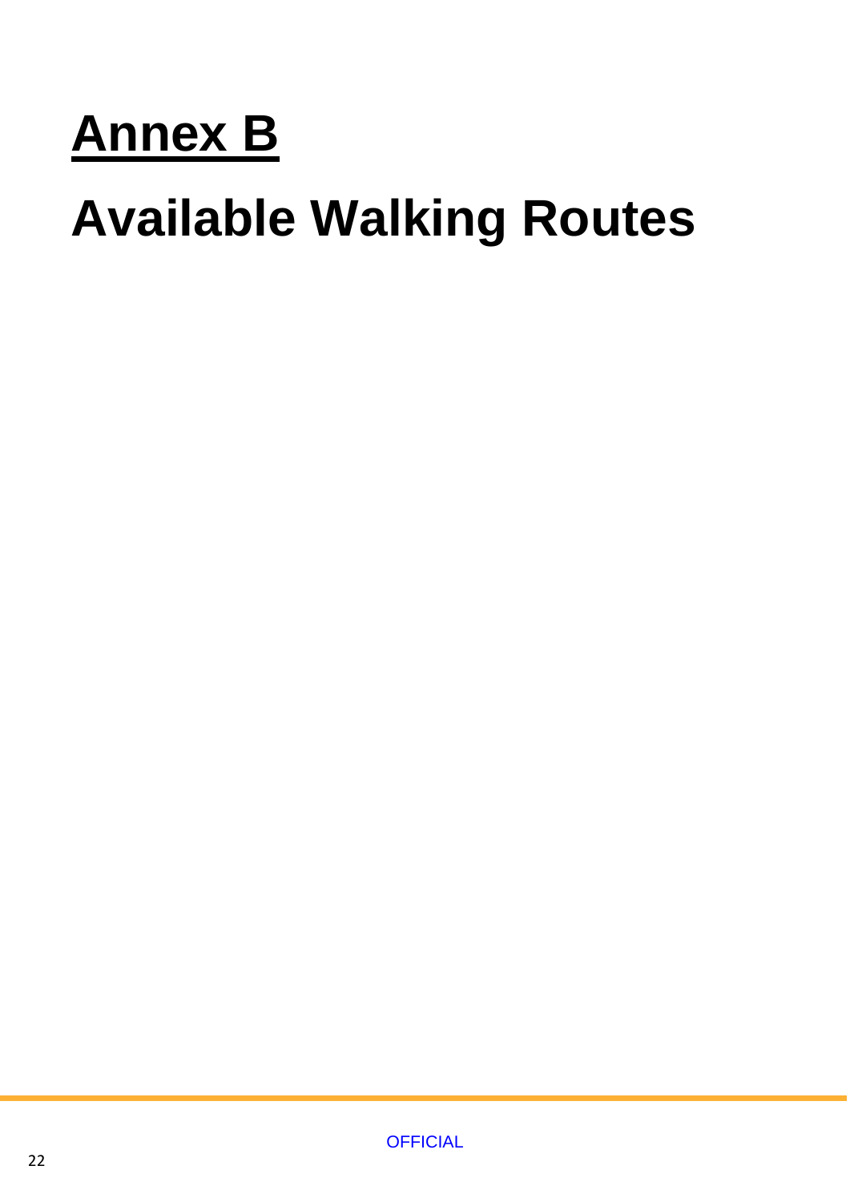# Annex B

# Available Walking Routes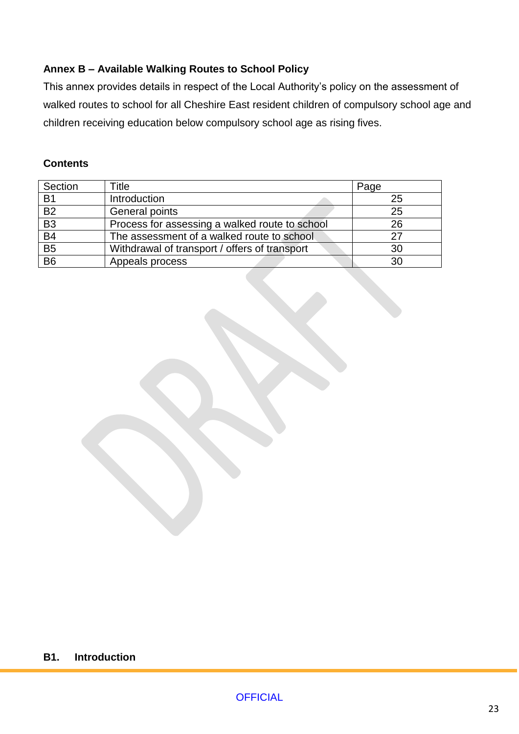## Annex B – Available Walking Routes to School Policy

This annex provides details in respect of the Local Authority's policy on the assessment of walked routes to school for all Cheshire East resident children of compulsory school age and children receiving education below compulsory school age as rising fives.

### Contents

| Section | Title | Page |
|---|---|---|
| B1 | Introduction | 25 |
| B2 | General points | 25 |
| B3 | Process for assessing a walked route to school | 26 |
| B4 | The assessment of a walked route to school | 27 |
| B5 | Withdrawal of transport / offers of transport | 30 |
| B6 | Appeals process | 30 |

### B1. Introduction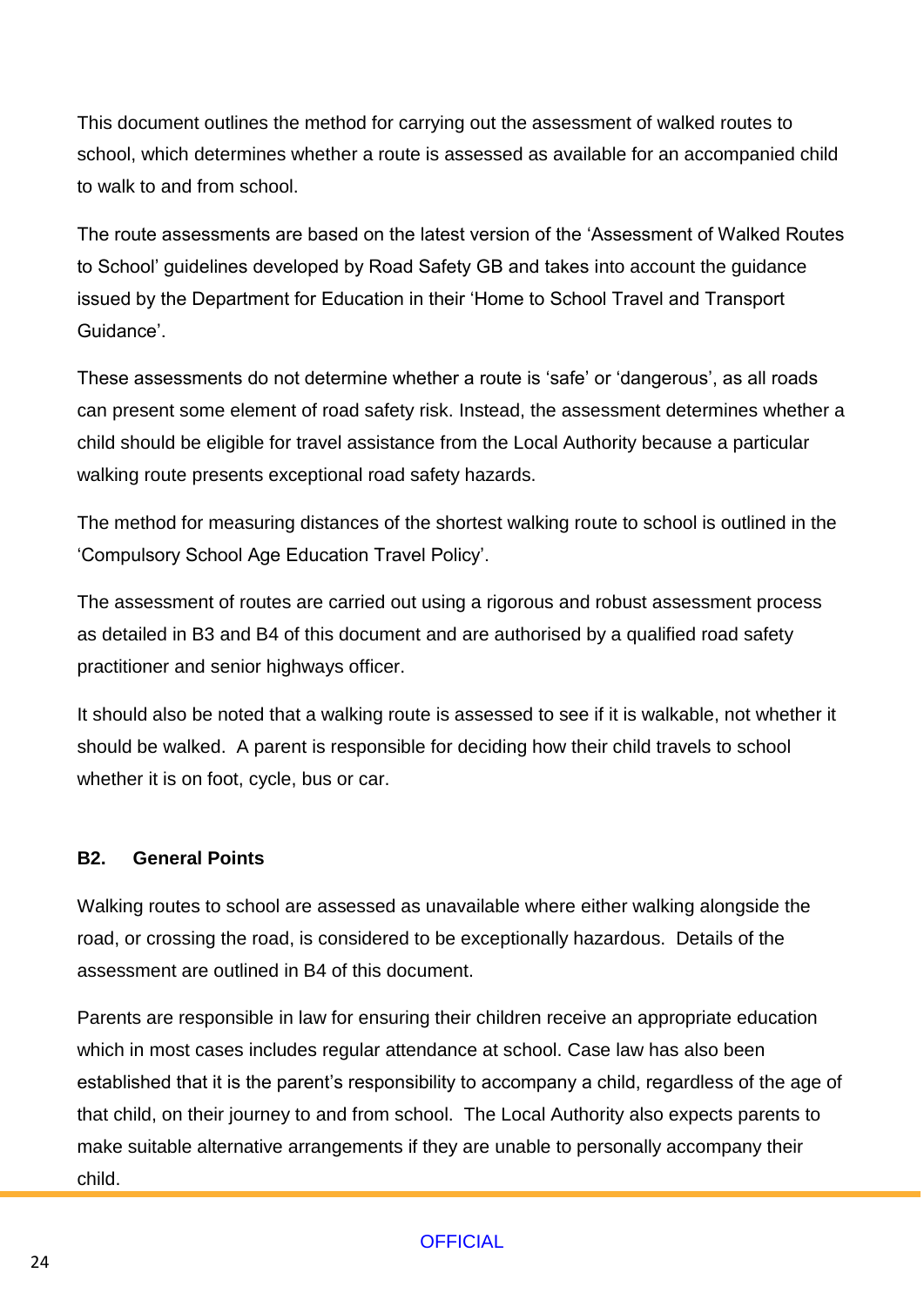This document outlines the method for carrying out the assessment of walked routes to school, which determines whether a route is assessed as available for an accompanied child to walk to and from school.

The route assessments are based on the latest version of the 'Assessment of Walked Routes to School' guidelines developed by Road Safety GB and takes into account the guidance issued by the Department for Education in their 'Home to School Travel and Transport Guidance'.

These assessments do not determine whether a route is 'safe' or 'dangerous', as all roads can present some element of road safety risk. Instead, the assessment determines whether a child should be eligible for travel assistance from the Local Authority because a particular walking route presents exceptional road safety hazards.

The method for measuring distances of the shortest walking route to school is outlined in the 'Compulsory School Age Education Travel Policy'.

The assessment of routes are carried out using a rigorous and robust assessment process as detailed in B3 and B4 of this document and are authorised by a qualified road safety practitioner and senior highways officer.

It should also be noted that a walking route is assessed to see if it is walkable, not whether it should be walked. A parent is responsible for deciding how their child travels to school whether it is on foot, cycle, bus or car.

### B2. General Points

Walking routes to school are assessed as unavailable where either walking alongside the road, or crossing the road, is considered to be exceptionally hazardous. Details of the assessment are outlined in B4 of this document.

Parents are responsible in law for ensuring their children receive an appropriate education which in most cases includes regular attendance at school. Case law has also been established that it is the parent's responsibility to accompany a child, regardless of the age of that child, on their journey to and from school. The Local Authority also expects parents to make suitable alternative arrangements if they are unable to personally accompany their child.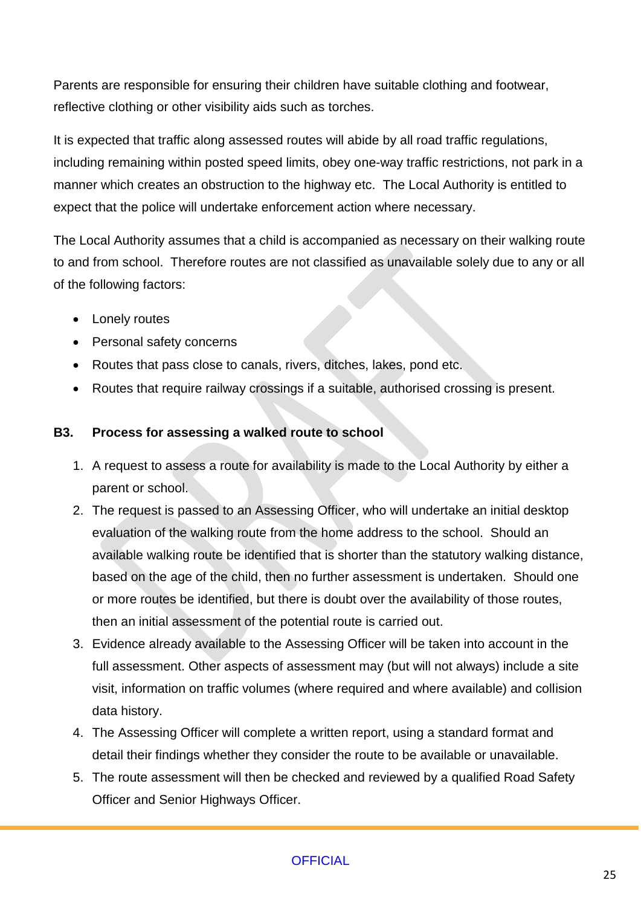Parents are responsible for ensuring their children have suitable clothing and footwear, reflective clothing or other visibility aids such as torches.

It is expected that traffic along assessed routes will abide by all road traffic regulations, including remaining within posted speed limits, obey one-way traffic restrictions, not park in a manner which creates an obstruction to the highway etc. The Local Authority is entitled to expect that the police will undertake enforcement action where necessary.

The Local Authority assumes that a child is accompanied as necessary on their walking route to and from school. Therefore routes are not classified as unavailable solely due to any or all of the following factors:

- Lonely routes
- Personal safety concerns
- Routes that pass close to canals, rivers, ditches, lakes, pond etc.
- Routes that require railway crossings if a suitable, authorised crossing is present.

### B3. Process for assessing a walked route to school

1. A request to assess a route for availability is made to the Local Authority by either a parent or school.
2. The request is passed to an Assessing Officer, who will undertake an initial desktop evaluation of the walking route from the home address to the school. Should an available walking route be identified that is shorter than the statutory walking distance, based on the age of the child, then no further assessment is undertaken. Should one or more routes be identified, but there is doubt over the availability of those routes, then an initial assessment of the potential route is carried out.
3. Evidence already available to the Assessing Officer will be taken into account in the full assessment. Other aspects of assessment may (but will not always) include a site visit, information on traffic volumes (where required and where available) and collision data history.
4. The Assessing Officer will complete a written report, using a standard format and detail their findings whether they consider the route to be available or unavailable.
5. The route assessment will then be checked and reviewed by a qualified Road Safety Officer and Senior Highways Officer.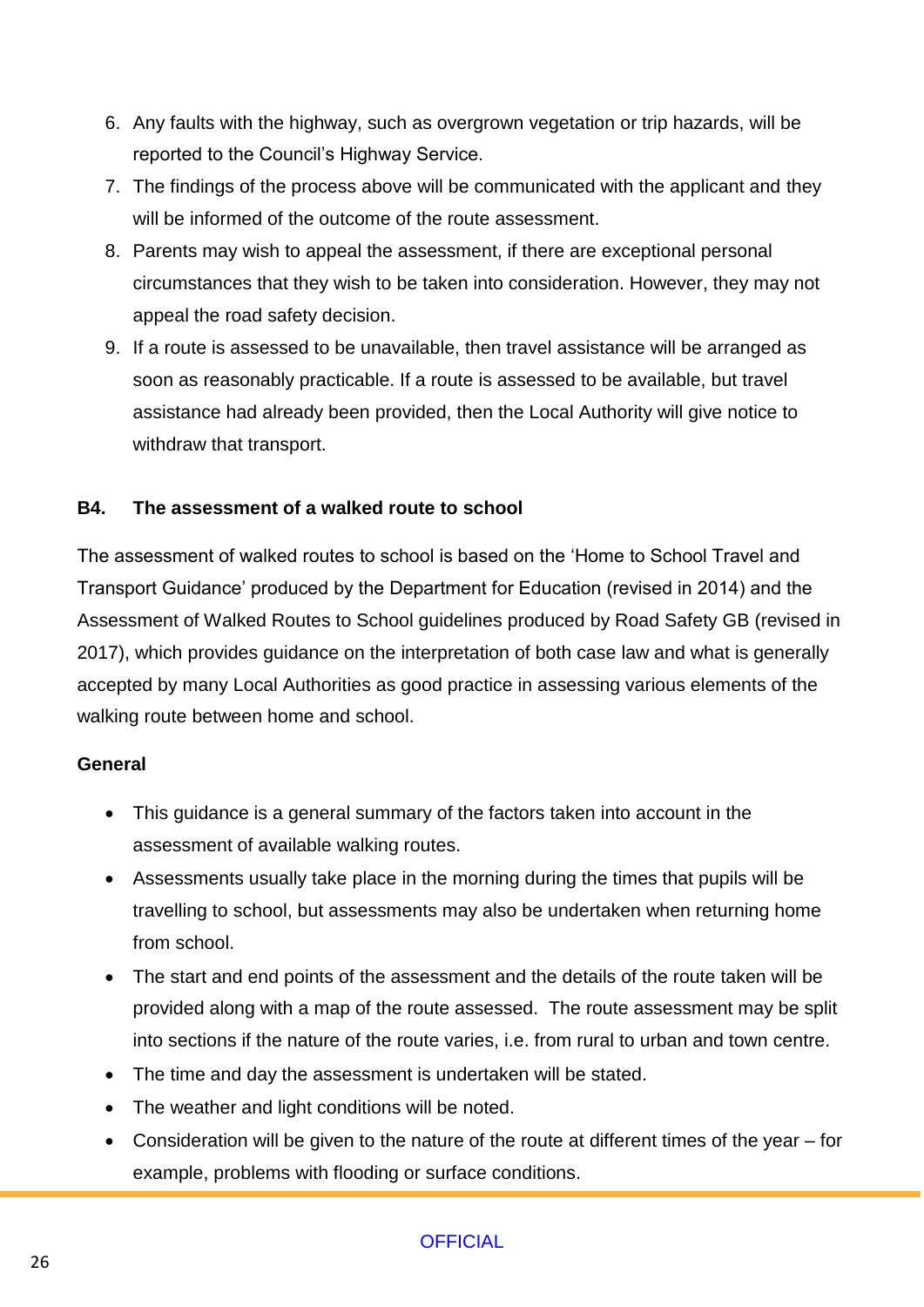6. Any faults with the highway, such as overgrown vegetation or trip hazards, will be reported to the Council's Highway Service.
7. The findings of the process above will be communicated with the applicant and they will be informed of the outcome of the route assessment.
8. Parents may wish to appeal the assessment, if there are exceptional personal circumstances that they wish to be taken into consideration. However, they may not appeal the road safety decision.
9. If a route is assessed to be unavailable, then travel assistance will be arranged as soon as reasonably practicable. If a route is assessed to be available, but travel assistance had already been provided, then the Local Authority will give notice to withdraw that transport.

## B4. The assessment of a walked route to school

The assessment of walked routes to school is based on the 'Home to School Travel and Transport Guidance' produced by the Department for Education (revised in 2014) and the Assessment of Walked Routes to School guidelines produced by Road Safety GB (revised in 2017), which provides guidance on the interpretation of both case law and what is generally accepted by many Local Authorities as good practice in assessing various elements of the walking route between home and school.

**General**

- This guidance is a general summary of the factors taken into account in the assessment of available walking routes.
- Assessments usually take place in the morning during the times that pupils will be travelling to school, but assessments may also be undertaken when returning home from school.
- The start and end points of the assessment and the details of the route taken will be provided along with a map of the route assessed. The route assessment may be split into sections if the nature of the route varies, i.e. from rural to urban and town centre.
- The time and day the assessment is undertaken will be stated.
- The weather and light conditions will be noted.
- Consideration will be given to the nature of the route at different times of the year – for example, problems with flooding or surface conditions.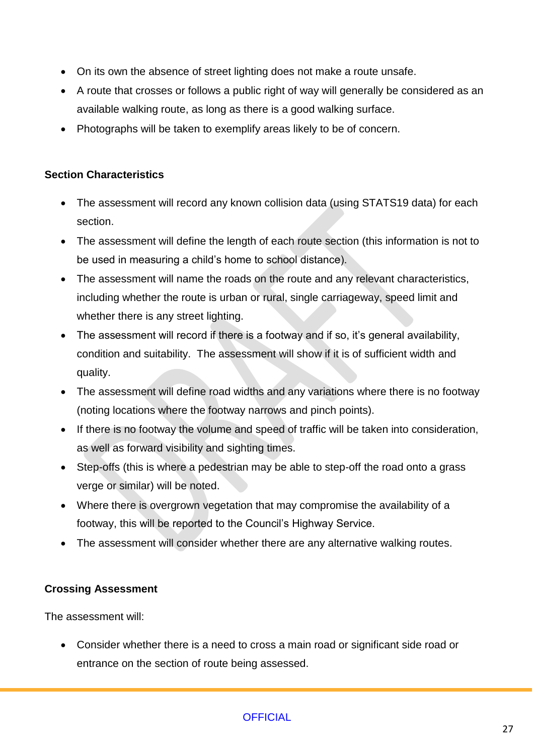- On its own the absence of street lighting does not make a route unsafe.
- A route that crosses or follows a public right of way will generally be considered as an available walking route, as long as there is a good walking surface.
- Photographs will be taken to exemplify areas likely to be of concern.

**Section Characteristics**

- The assessment will record any known collision data (using STATS19 data) for each section.
- The assessment will define the length of each route section (this information is not to be used in measuring a child's home to school distance).
- The assessment will name the roads on the route and any relevant characteristics, including whether the route is urban or rural, single carriageway, speed limit and whether there is any street lighting.
- The assessment will record if there is a footway and if so, it's general availability, condition and suitability. The assessment will show if it is of sufficient width and quality.
- The assessment will define road widths and any variations where there is no footway (noting locations where the footway narrows and pinch points).
- If there is no footway the volume and speed of traffic will be taken into consideration, as well as forward visibility and sighting times.
- Step-offs (this is where a pedestrian may be able to step-off the road onto a grass verge or similar) will be noted.
- Where there is overgrown vegetation that may compromise the availability of a footway, this will be reported to the Council's Highway Service.
- The assessment will consider whether there are any alternative walking routes.

**Crossing Assessment**

The assessment will:

- Consider whether there is a need to cross a main road or significant side road or entrance on the section of route being assessed.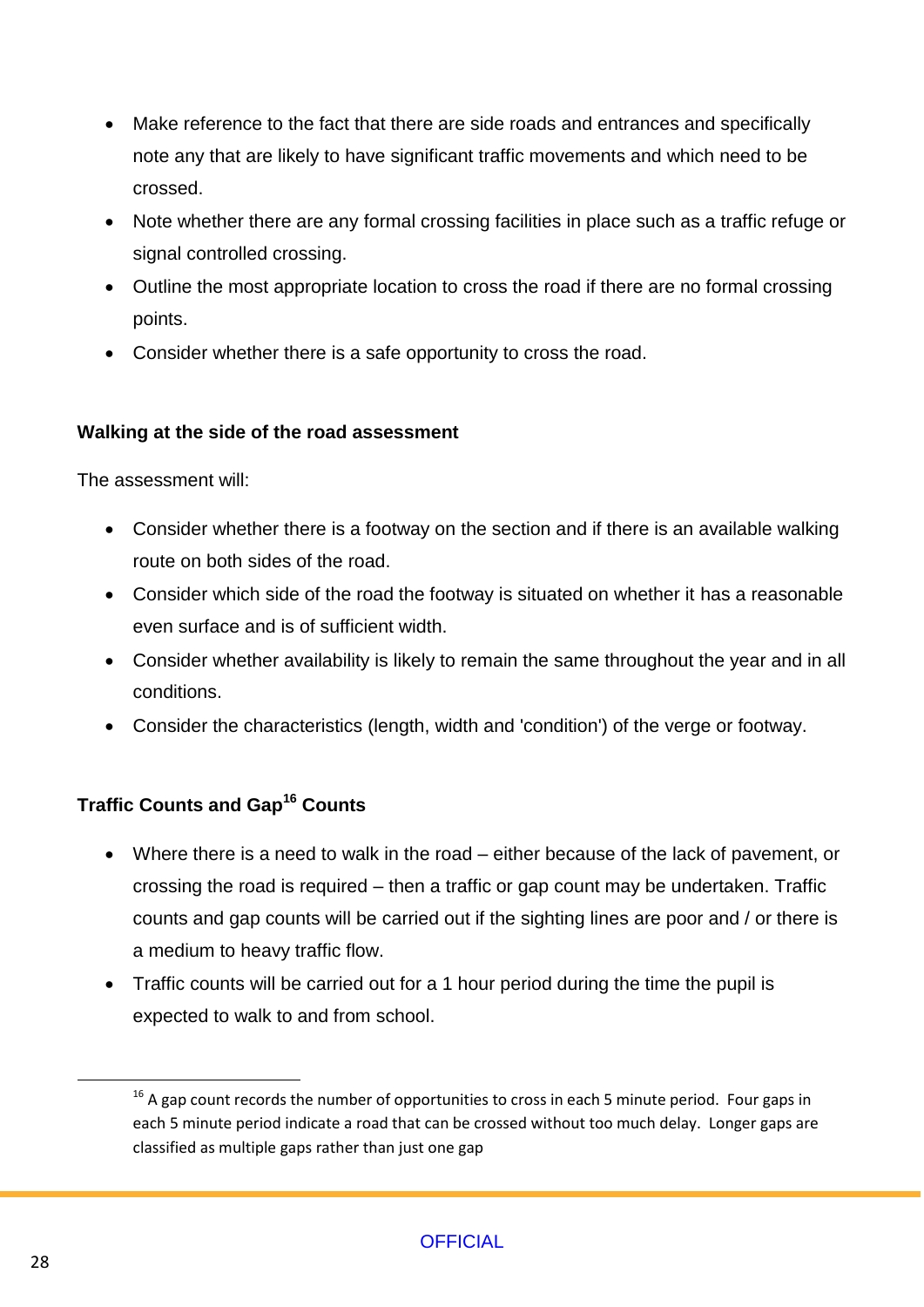- Make reference to the fact that there are side roads and entrances and specifically note any that are likely to have significant traffic movements and which need to be crossed.
- Note whether there are any formal crossing facilities in place such as a traffic refuge or signal controlled crossing.
- Outline the most appropriate location to cross the road if there are no formal crossing points.
- Consider whether there is a safe opportunity to cross the road.

**Walking at the side of the road assessment**

The assessment will:

- Consider whether there is a footway on the section and if there is an available walking route on both sides of the road.
- Consider which side of the road the footway is situated on whether it has a reasonable even surface and is of sufficient width.
- Consider whether availability is likely to remain the same throughout the year and in all conditions.
- Consider the characteristics (length, width and 'condition') of the verge or footway.

**Traffic Counts and Gap[16] Counts**

- Where there is a need to walk in the road – either because of the lack of pavement, or crossing the road is required – then a traffic or gap count may be undertaken. Traffic counts and gap counts will be carried out if the sighting lines are poor and / or there is a medium to heavy traffic flow.
- Traffic counts will be carried out for a 1 hour period during the time the pupil is expected to walk to and from school.

[16] A gap count records the number of opportunities to cross in each 5 minute period. Four gaps in each 5 minute period indicate a road that can be crossed without too much delay. Longer gaps are classified as multiple gaps rather than just one gap

OFFICIAL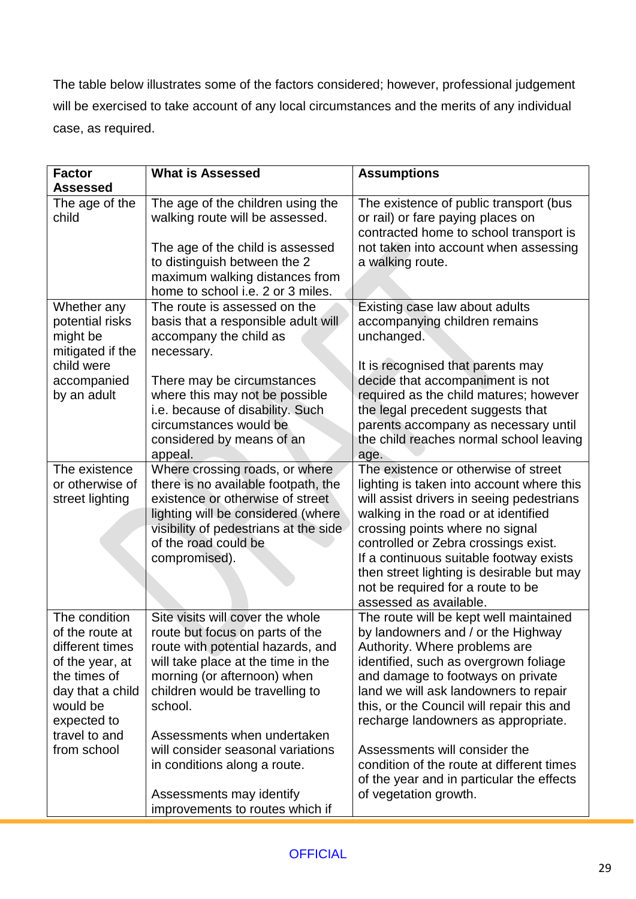The table below illustrates some of the factors considered; however, professional judgement will be exercised to take account of any local circumstances and the merits of any individual case, as required.

| Factor Assessed | What is Assessed | Assumptions |
|---|---|---|
| The age of the child | The age of the children using the walking route will be assessed.<br><br>The age of the child is assessed to distinguish between the 2 maximum walking distances from home to school i.e. 2 or 3 miles. | The existence of public transport (bus or rail) or fare paying places on contracted home to school transport is not taken into account when assessing a walking route. |
| Whether any potential risks might be mitigated if the child were accompanied by an adult | The route is assessed on the basis that a responsible adult will accompany the child as necessary.<br><br>There may be circumstances where this may not be possible i.e. because of disability. Such circumstances would be considered by means of an appeal. | Existing case law about adults accompanying children remains unchanged.<br><br>It is recognised that parents may decide that accompaniment is not required as the child matures; however the legal precedent suggests that parents accompany as necessary until the child reaches normal school leaving age. |
| The existence or otherwise of street lighting | Where crossing roads, or where there is no available footpath, the existence or otherwise of street lighting will be considered (where visibility of pedestrians at the side of the road could be compromised). | The existence or otherwise of street lighting is taken into account where this will assist drivers in seeing pedestrians walking in the road or at identified crossing points where no signal controlled or Zebra crossings exist.<br>If a continuous suitable footway exists then street lighting is desirable but may not be required for a route to be assessed as available. |
| The condition of the route at different times of the year, at the times of day that a child would be expected to travel to and from school | Site visits will cover the whole route but focus on parts of the route with potential hazards, and will take place at the time in the morning (or afternoon) when children would be travelling to school.<br><br>Assessments when undertaken will consider seasonal variations in conditions along a route.<br><br>Assessments may identify improvements to routes which if | The route will be kept well maintained by landowners and / or the Highway Authority. Where problems are identified, such as overgrown foliage and damage to footways on private land we will ask landowners to repair this, or the Council will repair this and recharge landowners as appropriate.<br><br>Assessments will consider the condition of the route at different times of the year and in particular the effects of vegetation growth. |

OFFICIAL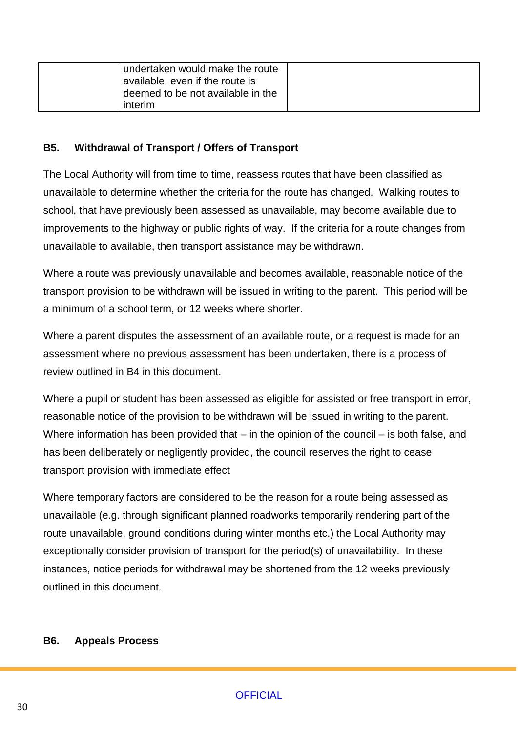|  | undertaken would make the route available, even if the route is deemed to be not available in the interim |  |
|---|---|---|

### B5. Withdrawal of Transport / Offers of Transport

The Local Authority will from time to time, reassess routes that have been classified as unavailable to determine whether the criteria for the route has changed. Walking routes to school, that have previously been assessed as unavailable, may become available due to improvements to the highway or public rights of way. If the criteria for a route changes from unavailable to available, then transport assistance may be withdrawn.

Where a route was previously unavailable and becomes available, reasonable notice of the transport provision to be withdrawn will be issued in writing to the parent. This period will be a minimum of a school term, or 12 weeks where shorter.

Where a parent disputes the assessment of an available route, or a request is made for an assessment where no previous assessment has been undertaken, there is a process of review outlined in B4 in this document.

Where a pupil or student has been assessed as eligible for assisted or free transport in error, reasonable notice of the provision to be withdrawn will be issued in writing to the parent. Where information has been provided that – in the opinion of the council – is both false, and has been deliberately or negligently provided, the council reserves the right to cease transport provision with immediate effect

Where temporary factors are considered to be the reason for a route being assessed as unavailable (e.g. through significant planned roadworks temporarily rendering part of the route unavailable, ground conditions during winter months etc.) the Local Authority may exceptionally consider provision of transport for the period(s) of unavailability. In these instances, notice periods for withdrawal may be shortened from the 12 weeks previously outlined in this document.

### B6. Appeals Process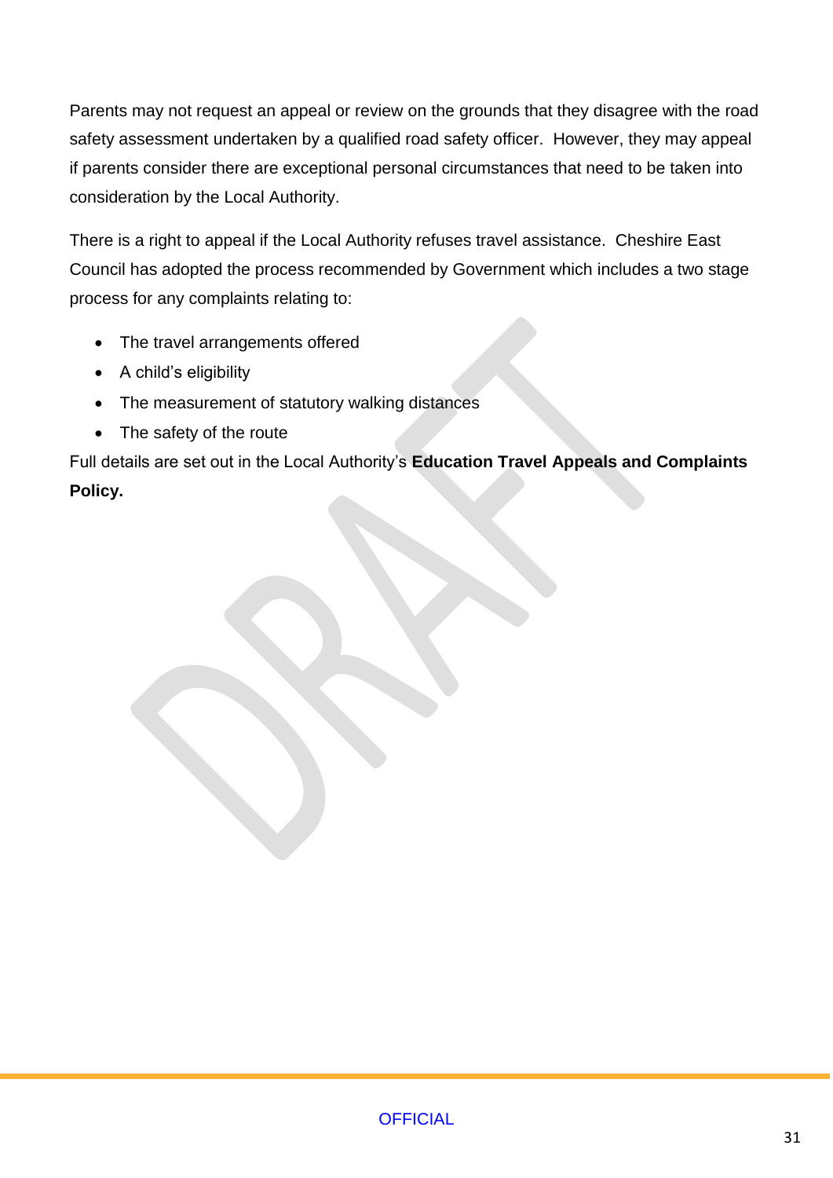Parents may not request an appeal or review on the grounds that they disagree with the road safety assessment undertaken by a qualified road safety officer.  However, they may appeal if parents consider there are exceptional personal circumstances that need to be taken into consideration by the Local Authority.

There is a right to appeal if the Local Authority refuses travel assistance.  Cheshire East Council has adopted the process recommended by Government which includes a two stage process for any complaints relating to:

- The travel arrangements offered
- A child's eligibility
- The measurement of statutory walking distances
- The safety of the route

Full details are set out in the Local Authority's **Education Travel Appeals and Complaints Policy.**